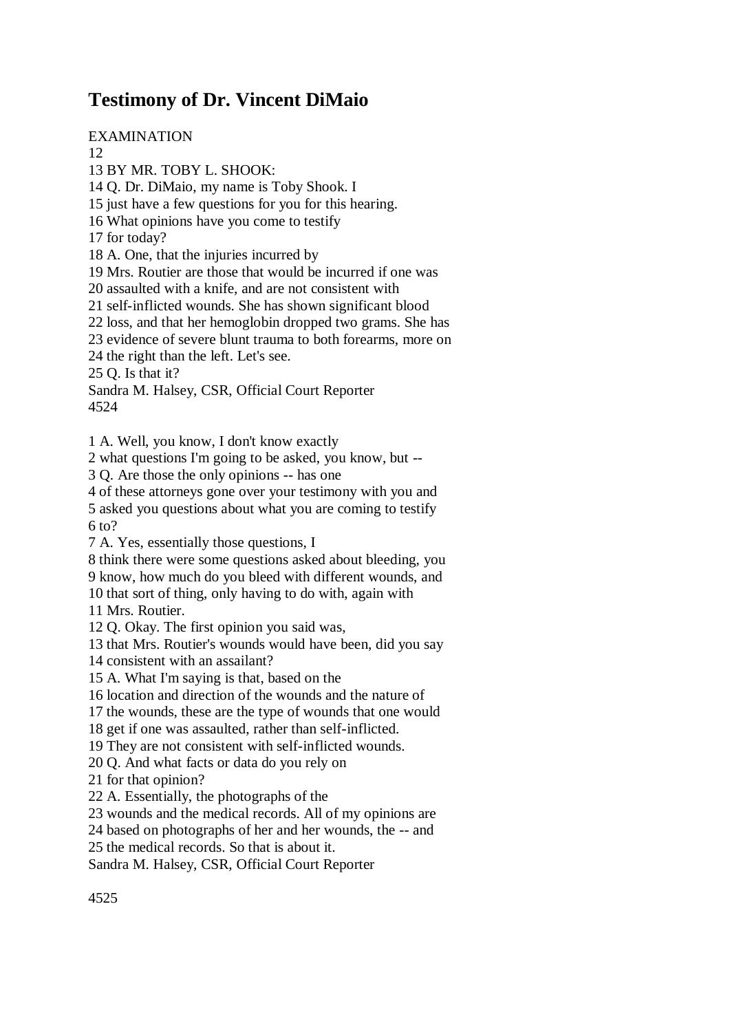# Testimony of Dr. Vincent DiMaio

EXAMINATION

12

13 BY MR. TOBY L. SHOOK:

14 Q. Dr. DiMaio, my name is Toby Shook. I

15 just have a few questions for you for this hearing.

16 What opinions have you come to testify

17 for today?

18 A. One, that the injuries incurred by

19 Mrs. Routier are those that would be incurred if one was

20 assaulted with a knife, and are not consistent with

21 self-inflicted wounds. She has shown significant blood

22 loss, and that her hemoglobin dropped two grams. She has

23 evidence of severe blunt trauma to both forearms, more on

24 the right than the left. Let's see.

25 Q. Is that it?

Sandra M. Halsey, CSR, Official Court Reporter

4524

1 A. Well, you know, I don't know exactly

2 what questions I'm going to be asked, you know, but --

3 Q. Are those the only opinions -- has one

4 of these attorneys gone over your testimony with you and

5 asked you questions about what you are coming to testify

6 to?

7 A. Yes, essentially those questions, I

8 think there were some questions asked about bleeding, you

9 know, how much do you bleed with different wounds, and

10 that sort of thing, only having to do with, again with

11 Mrs. Routier.

12 Q. Okay. The first opinion you said was,

13 that Mrs. Routier's wounds would have been, did you say

14 consistent with an assailant?

15 A. What I'm saying is that, based on the

16 location and direction of the wounds and the nature of

17 the wounds, these are the type of wounds that one would

18 get if one was assaulted, rather than self-inflicted.

19 They are not consistent with self-inflicted wounds.

20 Q. And what facts or data do you rely on

21 for that opinion?

22 A. Essentially, the photographs of the

23 wounds and the medical records. All of my opinions are

24 based on photographs of her and her wounds, the -- and

25 the medical records. So that is about it.

Sandra M. Halsey, CSR, Official Court Reporter

4525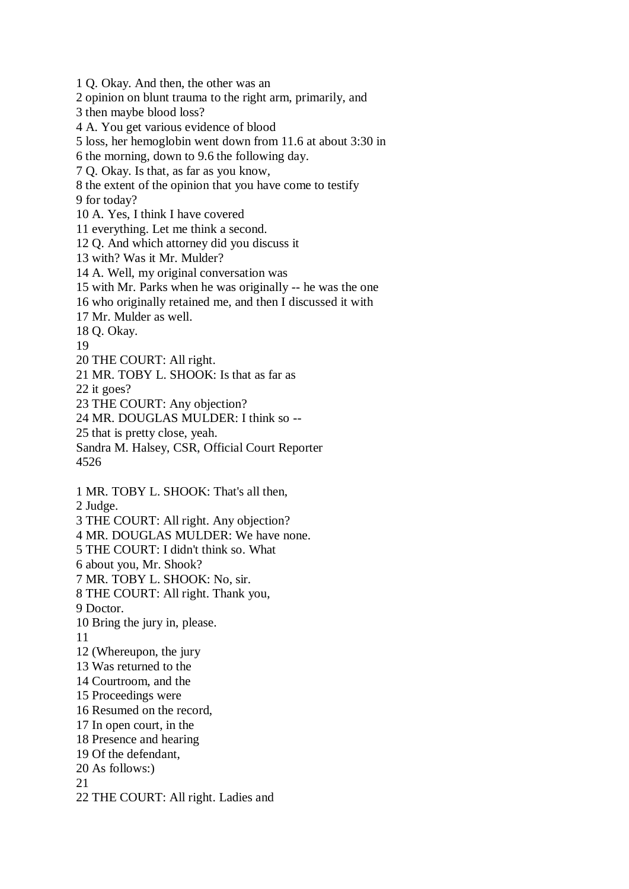1 Q. Okay. And then, the other was an
2 opinion on blunt trauma to the right arm, primarily, and
3 then maybe blood loss?
4 A. You get various evidence of blood
5 loss, her hemoglobin went down from 11.6 at about 3:30 in
6 the morning, down to 9.6 the following day.
7 Q. Okay. Is that, as far as you know,
8 the extent of the opinion that you have come to testify
9 for today?
10 A. Yes, I think I have covered
11 everything. Let me think a second.
12 Q. And which attorney did you discuss it
13 with? Was it Mr. Mulder?
14 A. Well, my original conversation was
15 with Mr. Parks when he was originally -- he was the one
16 who originally retained me, and then I discussed it with
17 Mr. Mulder as well.
18 Q. Okay.
19
20 THE COURT: All right.
21 MR. TOBY L. SHOOK: Is that as far as
22 it goes?
23 THE COURT: Any objection?
24 MR. DOUGLAS MULDER: I think so --
25 that is pretty close, yeah.
Sandra M. Halsey, CSR, Official Court Reporter

1 MR. TOBY L. SHOOK: That's all then,
2 Judge.
3 THE COURT: All right. Any objection?
4 MR. DOUGLAS MULDER: We have none.
5 THE COURT: I didn't think so. What
6 about you, Mr. Shook?
7 MR. TOBY L. SHOOK: No, sir.
8 THE COURT: All right. Thank you,
9 Doctor.
10 Bring the jury in, please.
11
12 (Whereupon, the jury
13 Was returned to the
14 Courtroom, and the
15 Proceedings were
16 Resumed on the record,
17 In open court, in the
18 Presence and hearing
19 Of the defendant,
20 As follows:)
21
22 THE COURT: All right. Ladies and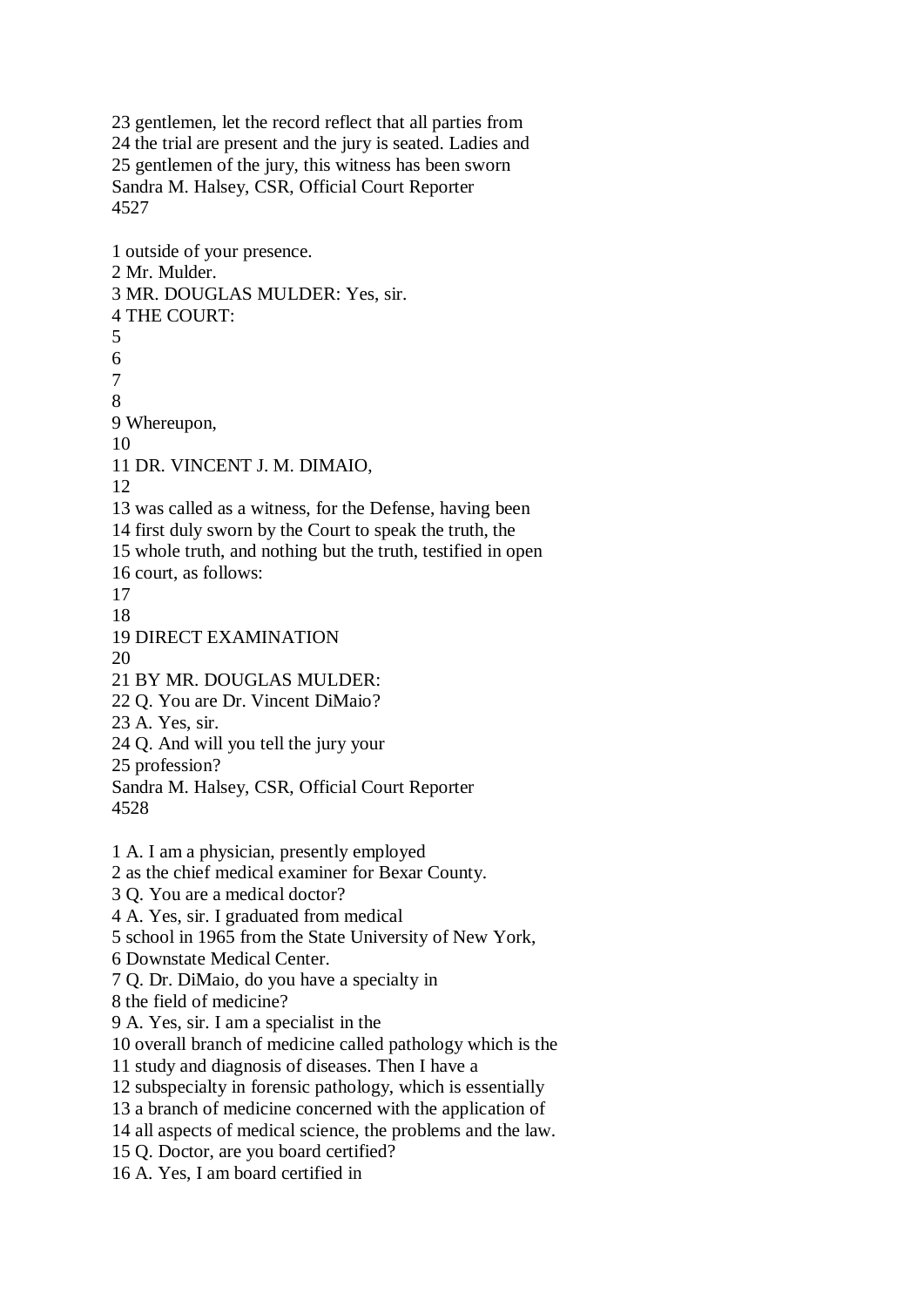23 gentlemen, let the record reflect that all parties from
24 the trial are present and the jury is seated. Ladies and
25 gentlemen of the jury, this witness has been sworn

1 outside of your presence.
2 Mr. Mulder.
3 MR. DOUGLAS MULDER: Yes, sir.
4 THE COURT:
5
6
7
8
9 Whereupon,
10
11 DR. VINCENT J. M. DIMAIO,
12
13 was called as a witness, for the Defense, having been
14 first duly sworn by the Court to speak the truth, the
15 whole truth, and nothing but the truth, testified in open
16 court, as follows:
17
18
19 DIRECT EXAMINATION
20
21 BY MR. DOUGLAS MULDER:
22 Q. You are Dr. Vincent DiMaio?
23 A. Yes, sir.
24 Q. And will you tell the jury your
25 profession?

1 A. I am a physician, presently employed
2 as the chief medical examiner for Bexar County.
3 Q. You are a medical doctor?
4 A. Yes, sir. I graduated from medical
5 school in 1965 from the State University of New York,
6 Downstate Medical Center.
7 Q. Dr. DiMaio, do you have a specialty in
8 the field of medicine?
9 A. Yes, sir. I am a specialist in the
10 overall branch of medicine called pathology which is the
11 study and diagnosis of diseases. Then I have a
12 subspecialty in forensic pathology, which is essentially
13 a branch of medicine concerned with the application of
14 all aspects of medical science, the problems and the law.
15 Q. Doctor, are you board certified?
16 A. Yes, I am board certified in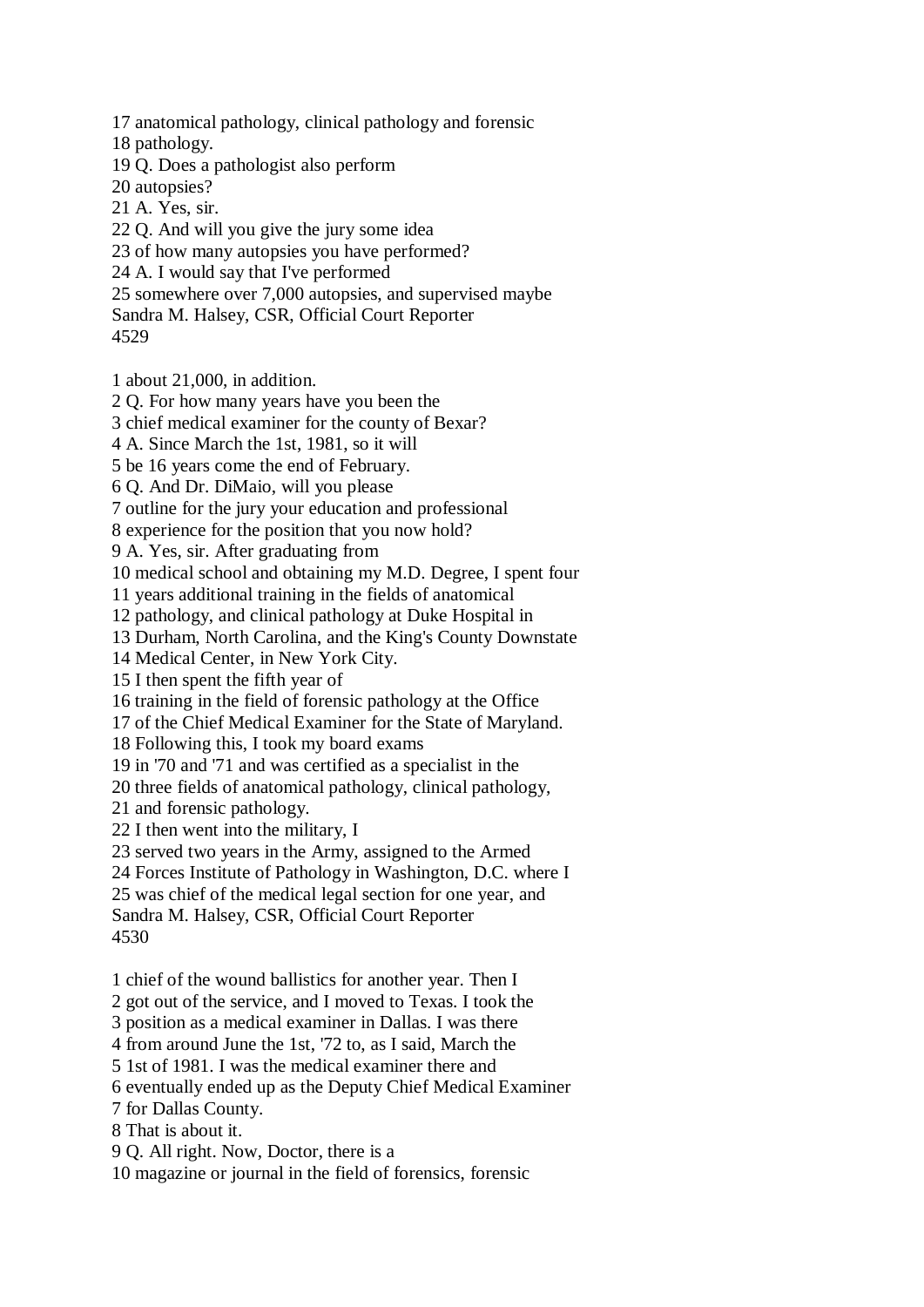17 anatomical pathology, clinical pathology and forensic
18 pathology.
19 Q. Does a pathologist also perform
20 autopsies?
21 A. Yes, sir.
22 Q. And will you give the jury some idea
23 of how many autopsies you have performed?
24 A. I would say that I've performed
25 somewhere over 7,000 autopsies, and supervised maybe

1 about 21,000, in addition.
2 Q. For how many years have you been the
3 chief medical examiner for the county of Bexar?
4 A. Since March the 1st, 1981, so it will
5 be 16 years come the end of February.
6 Q. And Dr. DiMaio, will you please
7 outline for the jury your education and professional
8 experience for the position that you now hold?
9 A. Yes, sir. After graduating from
10 medical school and obtaining my M.D. Degree, I spent four
11 years additional training in the fields of anatomical
12 pathology, and clinical pathology at Duke Hospital in
13 Durham, North Carolina, and the King's County Downstate
14 Medical Center, in New York City.
15 I then spent the fifth year of
16 training in the field of forensic pathology at the Office
17 of the Chief Medical Examiner for the State of Maryland.
18 Following this, I took my board exams
19 in '70 and '71 and was certified as a specialist in the
20 three fields of anatomical pathology, clinical pathology,
21 and forensic pathology.
22 I then went into the military, I
23 served two years in the Army, assigned to the Armed
24 Forces Institute of Pathology in Washington, D.C. where I
25 was chief of the medical legal section for one year, and

1 chief of the wound ballistics for another year. Then I
2 got out of the service, and I moved to Texas. I took the
3 position as a medical examiner in Dallas. I was there
4 from around June the 1st, '72 to, as I said, March the
5 1st of 1981. I was the medical examiner there and
6 eventually ended up as the Deputy Chief Medical Examiner
7 for Dallas County.
8 That is about it.
9 Q. All right. Now, Doctor, there is a
10 magazine or journal in the field of forensics, forensic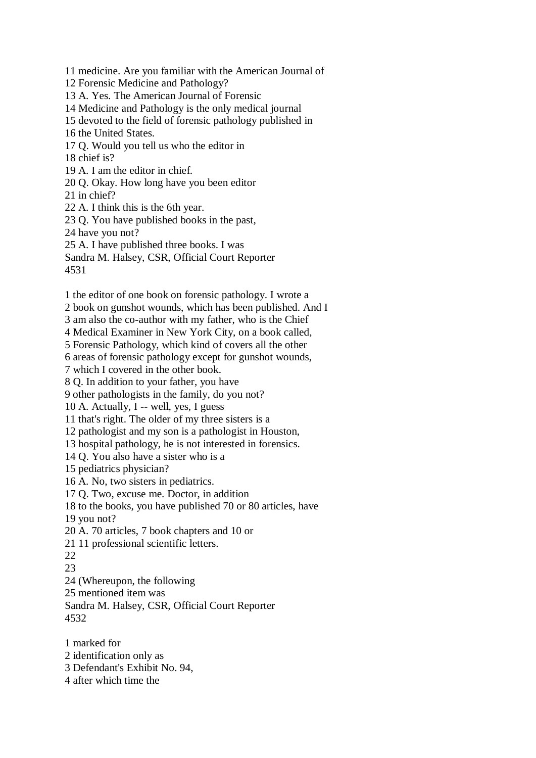11 medicine. Are you familiar with the American Journal of
12 Forensic Medicine and Pathology?
13 A. Yes. The American Journal of Forensic
14 Medicine and Pathology is the only medical journal
15 devoted to the field of forensic pathology published in
16 the United States.
17 Q. Would you tell us who the editor in
18 chief is?
19 A. I am the editor in chief.
20 Q. Okay. How long have you been editor
21 in chief?
22 A. I think this is the 6th year.
23 Q. You have published books in the past,
24 have you not?
25 A. I have published three books. I was
Sandra M. Halsey, CSR, Official Court Reporter

1 the editor of one book on forensic pathology. I wrote a
2 book on gunshot wounds, which has been published. And I
3 am also the co-author with my father, who is the Chief
4 Medical Examiner in New York City, on a book called,
5 Forensic Pathology, which kind of covers all the other
6 areas of forensic pathology except for gunshot wounds,
7 which I covered in the other book.
8 Q. In addition to your father, you have
9 other pathologists in the family, do you not?
10 A. Actually, I -- well, yes, I guess
11 that's right. The older of my three sisters is a
12 pathologist and my son is a pathologist in Houston,
13 hospital pathology, he is not interested in forensics.
14 Q. You also have a sister who is a
15 pediatrics physician?
16 A. No, two sisters in pediatrics.
17 Q. Two, excuse me. Doctor, in addition
18 to the books, you have published 70 or 80 articles, have
19 you not?
20 A. 70 articles, 7 book chapters and 10 or
21 11 professional scientific letters.
22
23
24 (Whereupon, the following
25 mentioned item was
Sandra M. Halsey, CSR, Official Court Reporter

1 marked for
2 identification only as
3 Defendant's Exhibit No. 94,
4 after which time the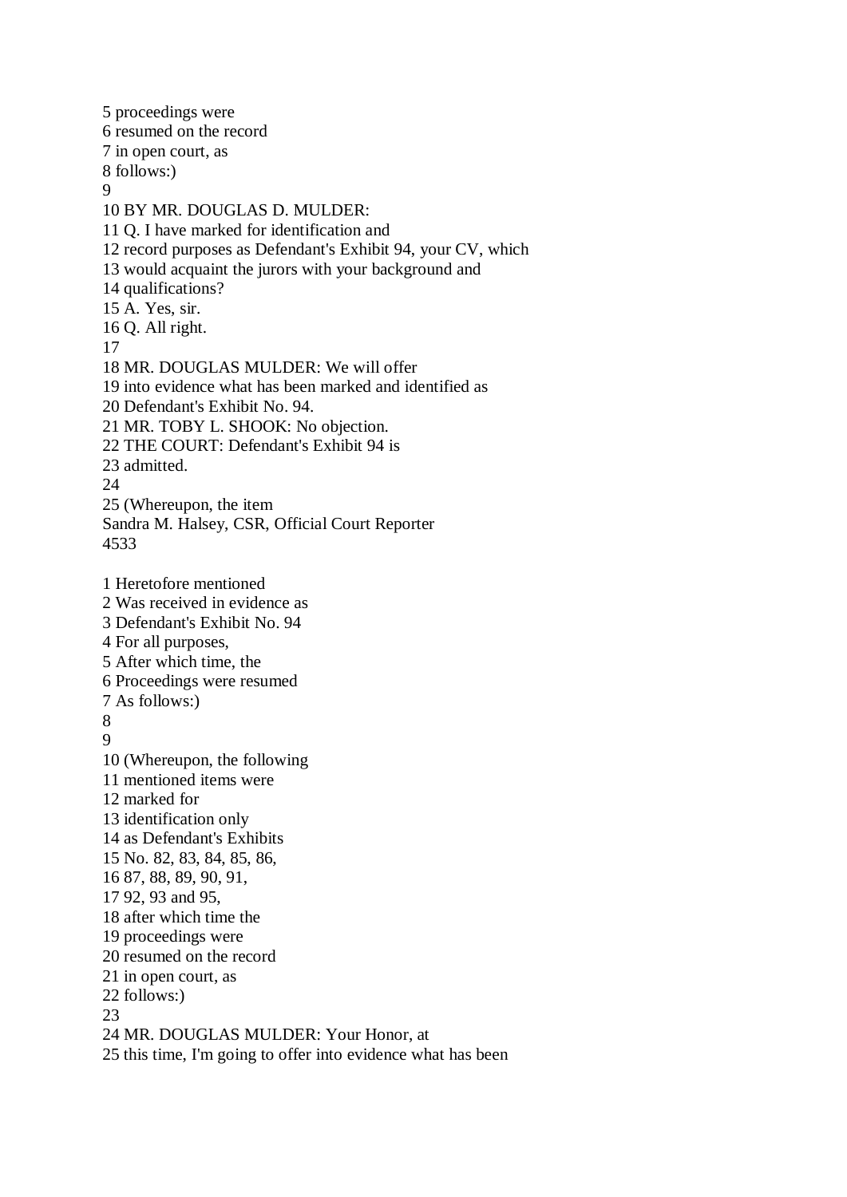5 proceedings were
6 resumed on the record
7 in open court, as
8 follows:)
9
10 BY MR. DOUGLAS D. MULDER:
11 Q. I have marked for identification and
12 record purposes as Defendant's Exhibit 94, your CV, which
13 would acquaint the jurors with your background and
14 qualifications?
15 A. Yes, sir.
16 Q. All right.
17
18 MR. DOUGLAS MULDER: We will offer
19 into evidence what has been marked and identified as
20 Defendant's Exhibit No. 94.
21 MR. TOBY L. SHOOK: No objection.
22 THE COURT: Defendant's Exhibit 94 is
23 admitted.
24
25 (Whereupon, the item
Sandra M. Halsey, CSR, Official Court Reporter
4533

1 Heretofore mentioned
2 Was received in evidence as
3 Defendant's Exhibit No. 94
4 For all purposes,
5 After which time, the
6 Proceedings were resumed
7 As follows:)
8
9
10 (Whereupon, the following
11 mentioned items were
12 marked for
13 identification only
14 as Defendant's Exhibits
15 No. 82, 83, 84, 85, 86,
16 87, 88, 89, 90, 91,
17 92, 93 and 95,
18 after which time the
19 proceedings were
20 resumed on the record
21 in open court, as
22 follows:)
23
24 MR. DOUGLAS MULDER: Your Honor, at
25 this time, I'm going to offer into evidence what has been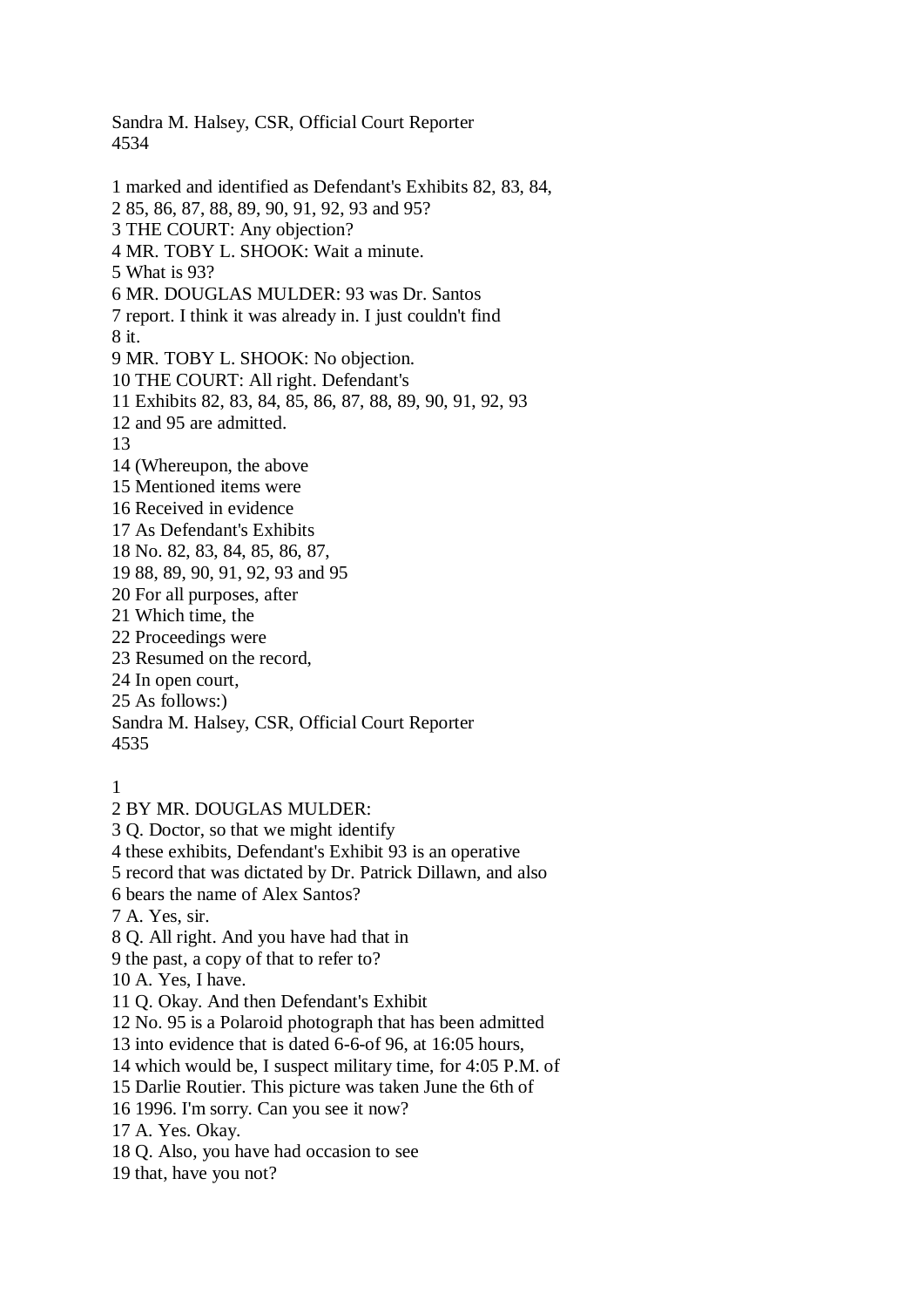1 marked and identified as Defendant's Exhibits 82, 83, 84,
2 85, 86, 87, 88, 89, 90, 91, 92, 93 and 95?
3 THE COURT: Any objection?
4 MR. TOBY L. SHOOK: Wait a minute.
5 What is 93?
6 MR. DOUGLAS MULDER: 93 was Dr. Santos
7 report. I think it was already in. I just couldn't find
8 it.
9 MR. TOBY L. SHOOK: No objection.
10 THE COURT: All right. Defendant's
11 Exhibits 82, 83, 84, 85, 86, 87, 88, 89, 90, 91, 92, 93
12 and 95 are admitted.
13
14 (Whereupon, the above
15 Mentioned items were
16 Received in evidence
17 As Defendant's Exhibits
18 No. 82, 83, 84, 85, 86, 87,
19 88, 89, 90, 91, 92, 93 and 95
20 For all purposes, after
21 Which time, the
22 Proceedings were
23 Resumed on the record,
24 In open court,
25 As follows:)

1
2 BY MR. DOUGLAS MULDER:
3 Q. Doctor, so that we might identify
4 these exhibits, Defendant's Exhibit 93 is an operative
5 record that was dictated by Dr. Patrick Dillawn, and also
6 bears the name of Alex Santos?
7 A. Yes, sir.
8 Q. All right. And you have had that in
9 the past, a copy of that to refer to?
10 A. Yes, I have.
11 Q. Okay. And then Defendant's Exhibit
12 No. 95 is a Polaroid photograph that has been admitted
13 into evidence that is dated 6-6-of 96, at 16:05 hours,
14 which would be, I suspect military time, for 4:05 P.M. of
15 Darlie Routier. This picture was taken June the 6th of
16 1996. I'm sorry. Can you see it now?
17 A. Yes. Okay.
18 Q. Also, you have had occasion to see
19 that, have you not?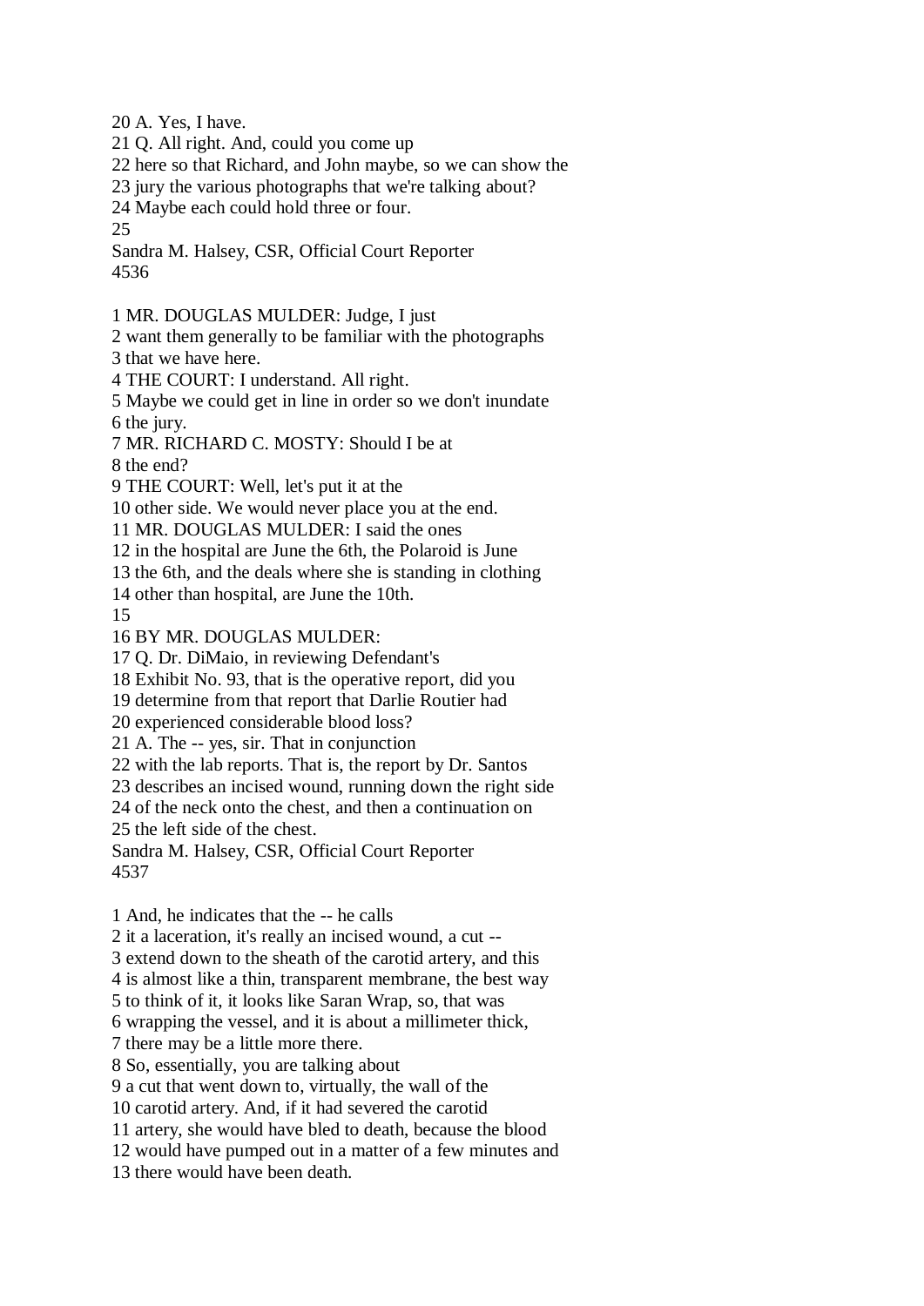20 A. Yes, I have.
21 Q. All right. And, could you come up
22 here so that Richard, and John maybe, so we can show the
23 jury the various photographs that we're talking about?
24 Maybe each could hold three or four.
25

1 MR. DOUGLAS MULDER: Judge, I just
2 want them generally to be familiar with the photographs
3 that we have here.
4 THE COURT: I understand. All right.
5 Maybe we could get in line in order so we don't inundate
6 the jury.
7 MR. RICHARD C. MOSTY: Should I be at
8 the end?
9 THE COURT: Well, let's put it at the
10 other side. We would never place you at the end.
11 MR. DOUGLAS MULDER: I said the ones
12 in the hospital are June the 6th, the Polaroid is June
13 the 6th, and the deals where she is standing in clothing
14 other than hospital, are June the 10th.
15
16 BY MR. DOUGLAS MULDER:
17 Q. Dr. DiMaio, in reviewing Defendant's
18 Exhibit No. 93, that is the operative report, did you
19 determine from that report that Darlie Routier had
20 experienced considerable blood loss?
21 A. The -- yes, sir. That in conjunction
22 with the lab reports. That is, the report by Dr. Santos
23 describes an incised wound, running down the right side
24 of the neck onto the chest, and then a continuation on
25 the left side of the chest.

1 And, he indicates that the -- he calls
2 it a laceration, it's really an incised wound, a cut --
3 extend down to the sheath of the carotid artery, and this
4 is almost like a thin, transparent membrane, the best way
5 to think of it, it looks like Saran Wrap, so, that was
6 wrapping the vessel, and it is about a millimeter thick,
7 there may be a little more there.
8 So, essentially, you are talking about
9 a cut that went down to, virtually, the wall of the
10 carotid artery. And, if it had severed the carotid
11 artery, she would have bled to death, because the blood
12 would have pumped out in a matter of a few minutes and
13 there would have been death.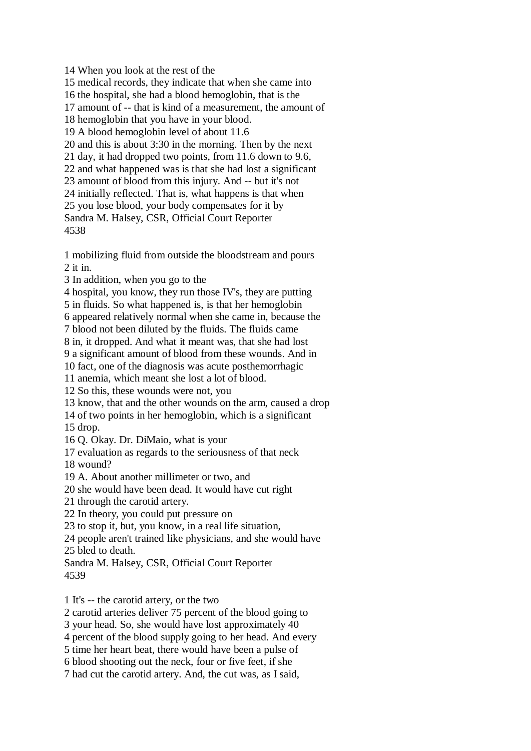14 When you look at the rest of the
15 medical records, they indicate that when she came into
16 the hospital, she had a blood hemoglobin, that is the
17 amount of -- that is kind of a measurement, the amount of
18 hemoglobin that you have in your blood.
19 A blood hemoglobin level of about 11.6
20 and this is about 3:30 in the morning. Then by the next
21 day, it had dropped two points, from 11.6 down to 9.6,
22 and what happened was is that she had lost a significant
23 amount of blood from this injury. And -- but it's not
24 initially reflected. That is, what happens is that when
25 you lose blood, your body compensates for it by

1 mobilizing fluid from outside the bloodstream and pours
2 it in.
3 In addition, when you go to the
4 hospital, you know, they run those IV's, they are putting
5 in fluids. So what happened is, is that her hemoglobin
6 appeared relatively normal when she came in, because the
7 blood not been diluted by the fluids. The fluids came
8 in, it dropped. And what it meant was, that she had lost
9 a significant amount of blood from these wounds. And in
10 fact, one of the diagnosis was acute posthemorrhagic
11 anemia, which meant she lost a lot of blood.
12 So this, these wounds were not, you
13 know, that and the other wounds on the arm, caused a drop
14 of two points in her hemoglobin, which is a significant
15 drop.
16 Q. Okay. Dr. DiMaio, what is your
17 evaluation as regards to the seriousness of that neck
18 wound?
19 A. About another millimeter or two, and
20 she would have been dead. It would have cut right
21 through the carotid artery.
22 In theory, you could put pressure on
23 to stop it, but, you know, in a real life situation,
24 people aren't trained like physicians, and she would have
25 bled to death.

1 It's -- the carotid artery, or the two
2 carotid arteries deliver 75 percent of the blood going to
3 your head. So, she would have lost approximately 40
4 percent of the blood supply going to her head. And every
5 time her heart beat, there would have been a pulse of
6 blood shooting out the neck, four or five feet, if she
7 had cut the carotid artery. And, the cut was, as I said,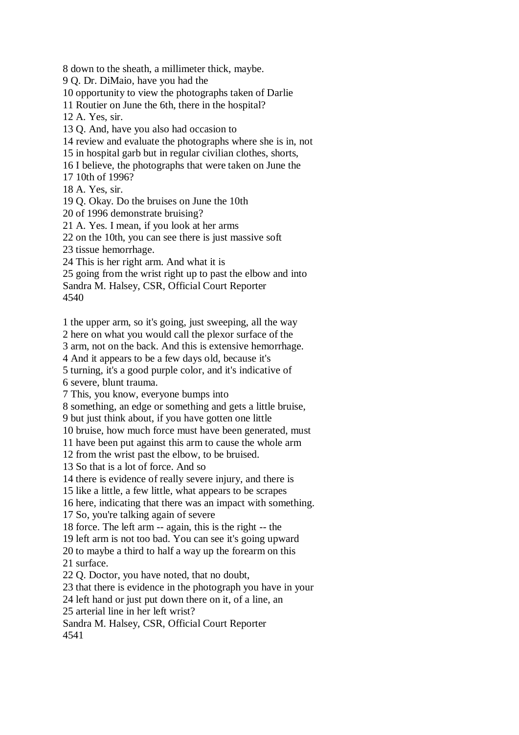8 down to the sheath, a millimeter thick, maybe.
9 Q. Dr. DiMaio, have you had the
10 opportunity to view the photographs taken of Darlie
11 Routier on June the 6th, there in the hospital?
12 A. Yes, sir.
13 Q. And, have you also had occasion to
14 review and evaluate the photographs where she is in, not
15 in hospital garb but in regular civilian clothes, shorts,
16 I believe, the photographs that were taken on June the
17 10th of 1996?
18 A. Yes, sir.
19 Q. Okay. Do the bruises on June the 10th
20 of 1996 demonstrate bruising?
21 A. Yes. I mean, if you look at her arms
22 on the 10th, you can see there is just massive soft
23 tissue hemorrhage.
24 This is her right arm. And what it is
25 going from the wrist right up to past the elbow and into
Sandra M. Halsey, CSR, Official Court Reporter
4540

1 the upper arm, so it's going, just sweeping, all the way
2 here on what you would call the plexor surface of the
3 arm, not on the back. And this is extensive hemorrhage.
4 And it appears to be a few days old, because it's
5 turning, it's a good purple color, and it's indicative of
6 severe, blunt trauma.
7 This, you know, everyone bumps into
8 something, an edge or something and gets a little bruise,
9 but just think about, if you have gotten one little
10 bruise, how much force must have been generated, must
11 have been put against this arm to cause the whole arm
12 from the wrist past the elbow, to be bruised.
13 So that is a lot of force. And so
14 there is evidence of really severe injury, and there is
15 like a little, a few little, what appears to be scrapes
16 here, indicating that there was an impact with something.
17 So, you're talking again of severe
18 force. The left arm -- again, this is the right -- the
19 left arm is not too bad. You can see it's going upward
20 to maybe a third to half a way up the forearm on this
21 surface.
22 Q. Doctor, you have noted, that no doubt,
23 that there is evidence in the photograph you have in your
24 left hand or just put down there on it, of a line, an
25 arterial line in her left wrist?
Sandra M. Halsey, CSR, Official Court Reporter
4541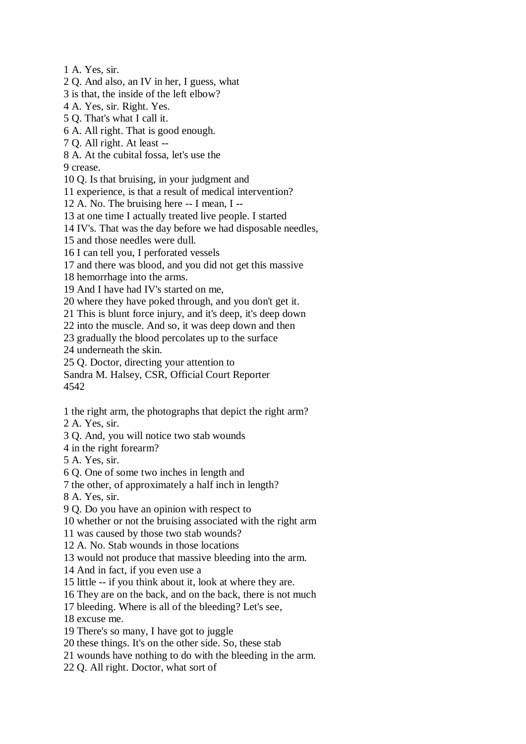1 A. Yes, sir.
2 Q. And also, an IV in her, I guess, what
3 is that, the inside of the left elbow?
4 A. Yes, sir. Right. Yes.
5 Q. That's what I call it.
6 A. All right. That is good enough.
7 Q. All right. At least --
8 A. At the cubital fossa, let's use the
9 crease.
10 Q. Is that bruising, in your judgment and
11 experience, is that a result of medical intervention?
12 A. No. The bruising here -- I mean, I --
13 at one time I actually treated live people. I started
14 IV's. That was the day before we had disposable needles,
15 and those needles were dull.
16 I can tell you, I perforated vessels
17 and there was blood, and you did not get this massive
18 hemorrhage into the arms.
19 And I have had IV's started on me,
20 where they have poked through, and you don't get it.
21 This is blunt force injury, and it's deep, it's deep down
22 into the muscle. And so, it was deep down and then
23 gradually the blood percolates up to the surface
24 underneath the skin.
25 Q. Doctor, directing your attention to
Sandra M. Halsey, CSR, Official Court Reporter
4542

1 the right arm, the photographs that depict the right arm?
2 A. Yes, sir.
3 Q. And, you will notice two stab wounds
4 in the right forearm?
5 A. Yes, sir.
6 Q. One of some two inches in length and
7 the other, of approximately a half inch in length?
8 A. Yes, sir.
9 Q. Do you have an opinion with respect to
10 whether or not the bruising associated with the right arm
11 was caused by those two stab wounds?
12 A. No. Stab wounds in those locations
13 would not produce that massive bleeding into the arm.
14 And in fact, if you even use a
15 little -- if you think about it, look at where they are.
16 They are on the back, and on the back, there is not much
17 bleeding. Where is all of the bleeding? Let's see,
18 excuse me.
19 There's so many, I have got to juggle
20 these things. It's on the other side. So, these stab
21 wounds have nothing to do with the bleeding in the arm.
22 Q. All right. Doctor, what sort of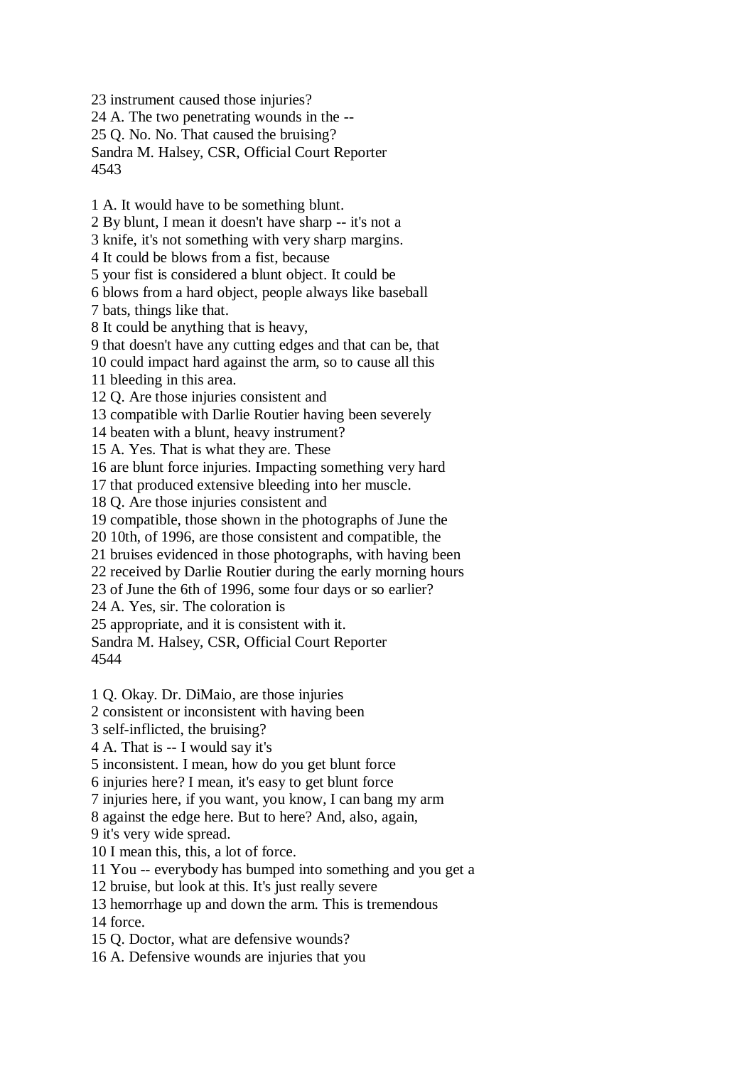23 instrument caused those injuries?
24 A. The two penetrating wounds in the --
25 Q. No. No. That caused the bruising?
Sandra M. Halsey, CSR, Official Court Reporter
4543

1 A. It would have to be something blunt.
2 By blunt, I mean it doesn't have sharp -- it's not a
3 knife, it's not something with very sharp margins.
4 It could be blows from a fist, because
5 your fist is considered a blunt object. It could be
6 blows from a hard object, people always like baseball
7 bats, things like that.
8 It could be anything that is heavy,
9 that doesn't have any cutting edges and that can be, that
10 could impact hard against the arm, so to cause all this
11 bleeding in this area.
12 Q. Are those injuries consistent and
13 compatible with Darlie Routier having been severely
14 beaten with a blunt, heavy instrument?
15 A. Yes. That is what they are. These
16 are blunt force injuries. Impacting something very hard
17 that produced extensive bleeding into her muscle.
18 Q. Are those injuries consistent and
19 compatible, those shown in the photographs of June the
20 10th, of 1996, are those consistent and compatible, the
21 bruises evidenced in those photographs, with having been
22 received by Darlie Routier during the early morning hours
23 of June the 6th of 1996, some four days or so earlier?
24 A. Yes, sir. The coloration is
25 appropriate, and it is consistent with it.
Sandra M. Halsey, CSR, Official Court Reporter
4544

1 Q. Okay. Dr. DiMaio, are those injuries
2 consistent or inconsistent with having been
3 self-inflicted, the bruising?
4 A. That is -- I would say it's
5 inconsistent. I mean, how do you get blunt force
6 injuries here? I mean, it's easy to get blunt force
7 injuries here, if you want, you know, I can bang my arm
8 against the edge here. But to here? And, also, again,
9 it's very wide spread.
10 I mean this, this, a lot of force.
11 You -- everybody has bumped into something and you get a
12 bruise, but look at this. It's just really severe
13 hemorrhage up and down the arm. This is tremendous
14 force.
15 Q. Doctor, what are defensive wounds?
16 A. Defensive wounds are injuries that you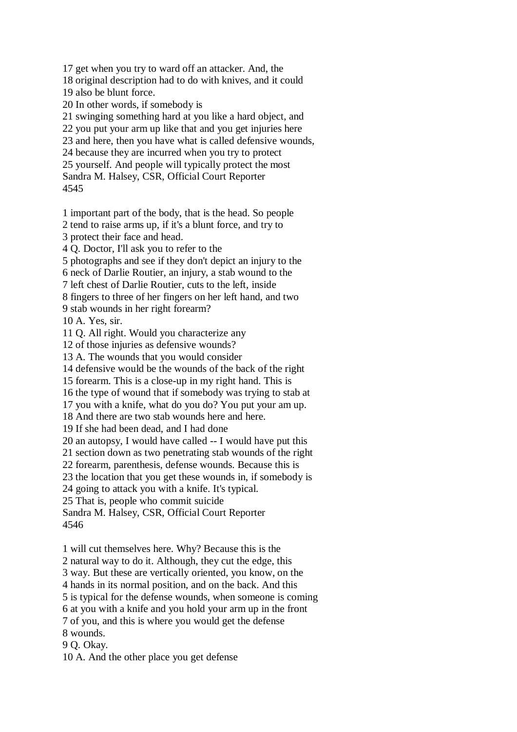17 get when you try to ward off an attacker. And, the
18 original description had to do with knives, and it could
19 also be blunt force.
20 In other words, if somebody is
21 swinging something hard at you like a hard object, and
22 you put your arm up like that and you get injuries here
23 and here, then you have what is called defensive wounds,
24 because they are incurred when you try to protect
25 yourself. And people will typically protect the most

1 important part of the body, that is the head. So people
2 tend to raise arms up, if it's a blunt force, and try to
3 protect their face and head.
4 Q. Doctor, I'll ask you to refer to the
5 photographs and see if they don't depict an injury to the
6 neck of Darlie Routier, an injury, a stab wound to the
7 left chest of Darlie Routier, cuts to the left, inside
8 fingers to three of her fingers on her left hand, and two
9 stab wounds in her right forearm?
10 A. Yes, sir.
11 Q. All right. Would you characterize any
12 of those injuries as defensive wounds?
13 A. The wounds that you would consider
14 defensive would be the wounds of the back of the right
15 forearm. This is a close-up in my right hand. This is
16 the type of wound that if somebody was trying to stab at
17 you with a knife, what do you do? You put your am up.
18 And there are two stab wounds here and here.
19 If she had been dead, and I had done
20 an autopsy, I would have called -- I would have put this
21 section down as two penetrating stab wounds of the right
22 forearm, parenthesis, defense wounds. Because this is
23 the location that you get these wounds in, if somebody is
24 going to attack you with a knife. It's typical.
25 That is, people who commit suicide

1 will cut themselves here. Why? Because this is the
2 natural way to do it. Although, they cut the edge, this
3 way. But these are vertically oriented, you know, on the
4 hands in its normal position, and on the back. And this
5 is typical for the defense wounds, when someone is coming
6 at you with a knife and you hold your arm up in the front
7 of you, and this is where you would get the defense
8 wounds.
9 Q. Okay.
10 A. And the other place you get defense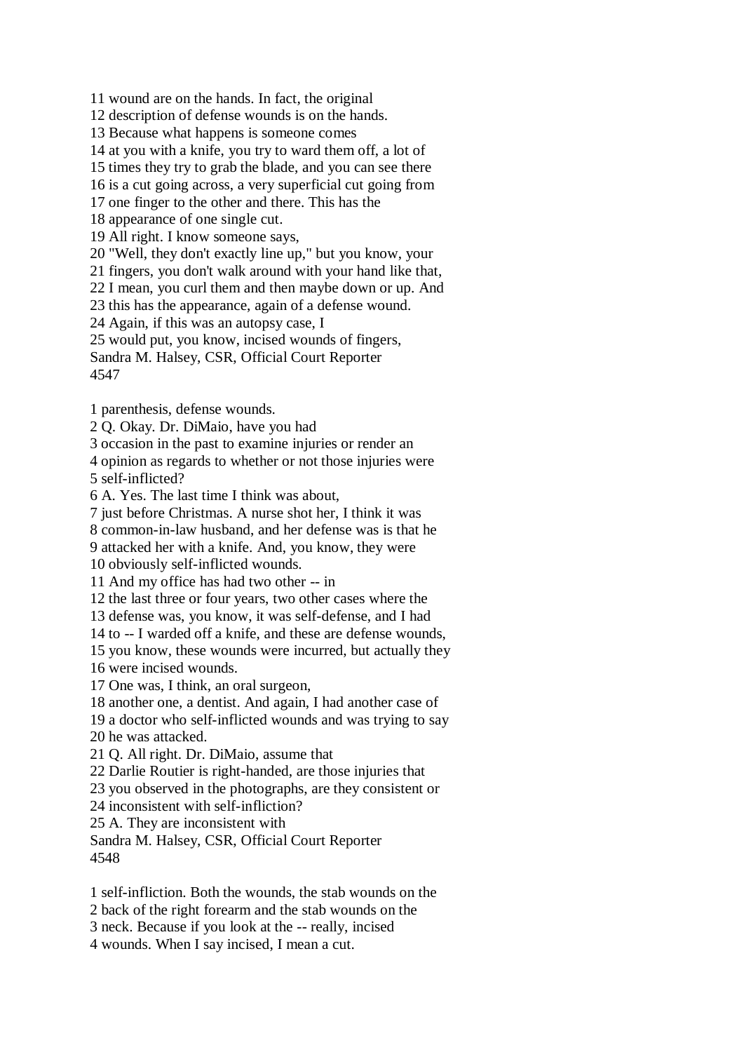11 wound are on the hands. In fact, the original
12 description of defense wounds is on the hands.
13 Because what happens is someone comes
14 at you with a knife, you try to ward them off, a lot of
15 times they try to grab the blade, and you can see there
16 is a cut going across, a very superficial cut going from
17 one finger to the other and there. This has the
18 appearance of one single cut.
19 All right. I know someone says,
20 "Well, they don't exactly line up," but you know, your
21 fingers, you don't walk around with your hand like that,
22 I mean, you curl them and then maybe down or up. And
23 this has the appearance, again of a defense wound.
24 Again, if this was an autopsy case, I
25 would put, you know, incised wounds of fingers,
Sandra M. Halsey, CSR, Official Court Reporter
4547

1 parenthesis, defense wounds.
2 Q. Okay. Dr. DiMaio, have you had
3 occasion in the past to examine injuries or render an
4 opinion as regards to whether or not those injuries were
5 self-inflicted?
6 A. Yes. The last time I think was about,
7 just before Christmas. A nurse shot her, I think it was
8 common-in-law husband, and her defense was is that he
9 attacked her with a knife. And, you know, they were
10 obviously self-inflicted wounds.
11 And my office has had two other -- in
12 the last three or four years, two other cases where the
13 defense was, you know, it was self-defense, and I had
14 to -- I warded off a knife, and these are defense wounds,
15 you know, these wounds were incurred, but actually they
16 were incised wounds.
17 One was, I think, an oral surgeon,
18 another one, a dentist. And again, I had another case of
19 a doctor who self-inflicted wounds and was trying to say
20 he was attacked.
21 Q. All right. Dr. DiMaio, assume that
22 Darlie Routier is right-handed, are those injuries that
23 you observed in the photographs, are they consistent or
24 inconsistent with self-infliction?
25 A. They are inconsistent with
Sandra M. Halsey, CSR, Official Court Reporter
4548

1 self-infliction. Both the wounds, the stab wounds on the
2 back of the right forearm and the stab wounds on the
3 neck. Because if you look at the -- really, incised
4 wounds. When I say incised, I mean a cut.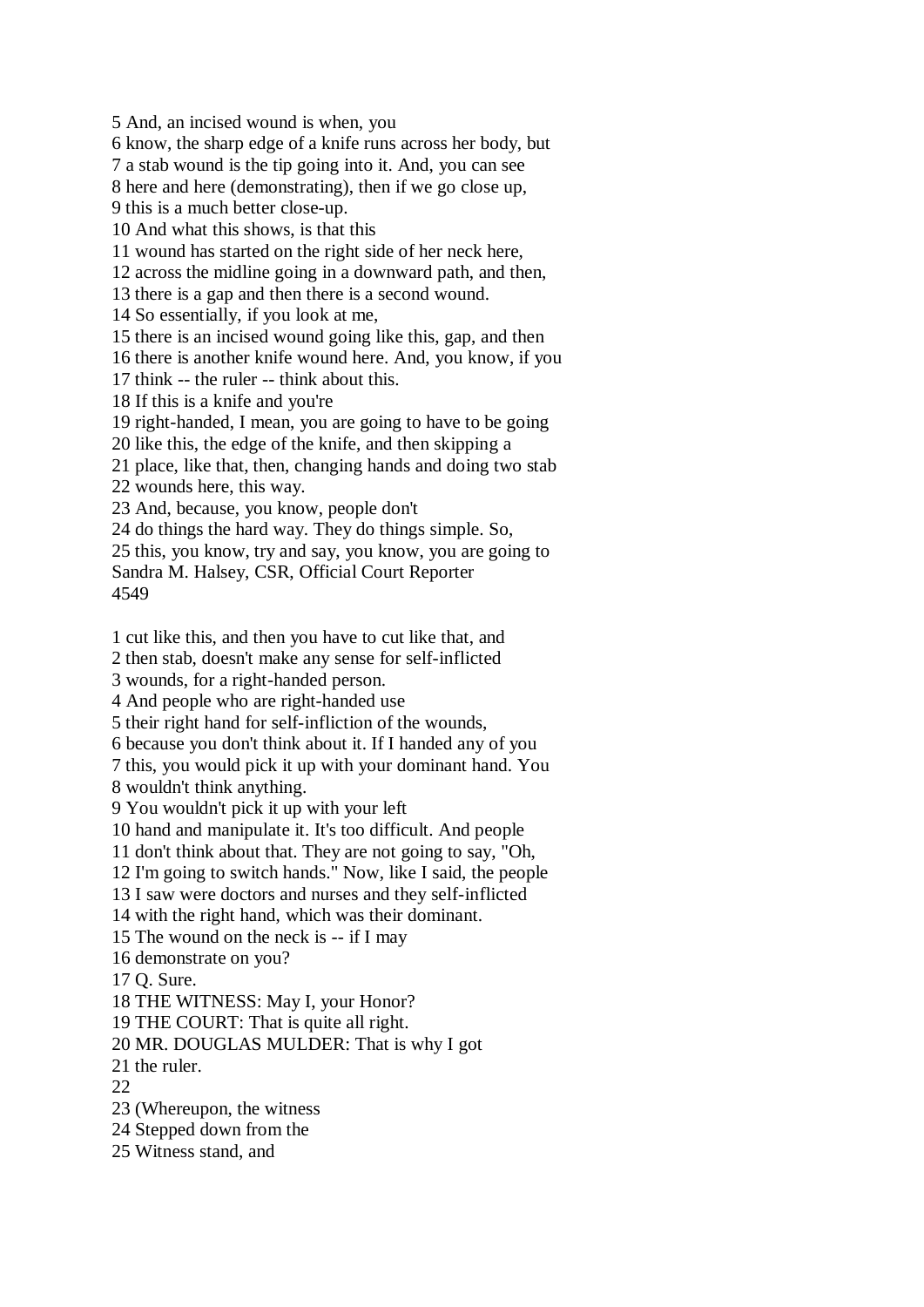5 And, an incised wound is when, you
6 know, the sharp edge of a knife runs across her body, but
7 a stab wound is the tip going into it. And, you can see
8 here and here (demonstrating), then if we go close up,
9 this is a much better close-up.
10 And what this shows, is that this
11 wound has started on the right side of her neck here,
12 across the midline going in a downward path, and then,
13 there is a gap and then there is a second wound.
14 So essentially, if you look at me,
15 there is an incised wound going like this, gap, and then
16 there is another knife wound here. And, you know, if you
17 think -- the ruler -- think about this.
18 If this is a knife and you're
19 right-handed, I mean, you are going to have to be going
20 like this, the edge of the knife, and then skipping a
21 place, like that, then, changing hands and doing two stab
22 wounds here, this way.
23 And, because, you know, people don't
24 do things the hard way. They do things simple. So,
25 this, you know, try and say, you know, you are going to
Sandra M. Halsey, CSR, Official Court Reporter
4549

1 cut like this, and then you have to cut like that, and
2 then stab, doesn't make any sense for self-inflicted
3 wounds, for a right-handed person.
4 And people who are right-handed use
5 their right hand for self-infliction of the wounds,
6 because you don't think about it. If I handed any of you
7 this, you would pick it up with your dominant hand. You
8 wouldn't think anything.
9 You wouldn't pick it up with your left
10 hand and manipulate it. It's too difficult. And people
11 don't think about that. They are not going to say, "Oh,
12 I'm going to switch hands." Now, like I said, the people
13 I saw were doctors and nurses and they self-inflicted
14 with the right hand, which was their dominant.
15 The wound on the neck is -- if I may
16 demonstrate on you?
17 Q. Sure.
18 THE WITNESS: May I, your Honor?
19 THE COURT: That is quite all right.
20 MR. DOUGLAS MULDER: That is why I got
21 the ruler.
22
23 (Whereupon, the witness
24 Stepped down from the
25 Witness stand, and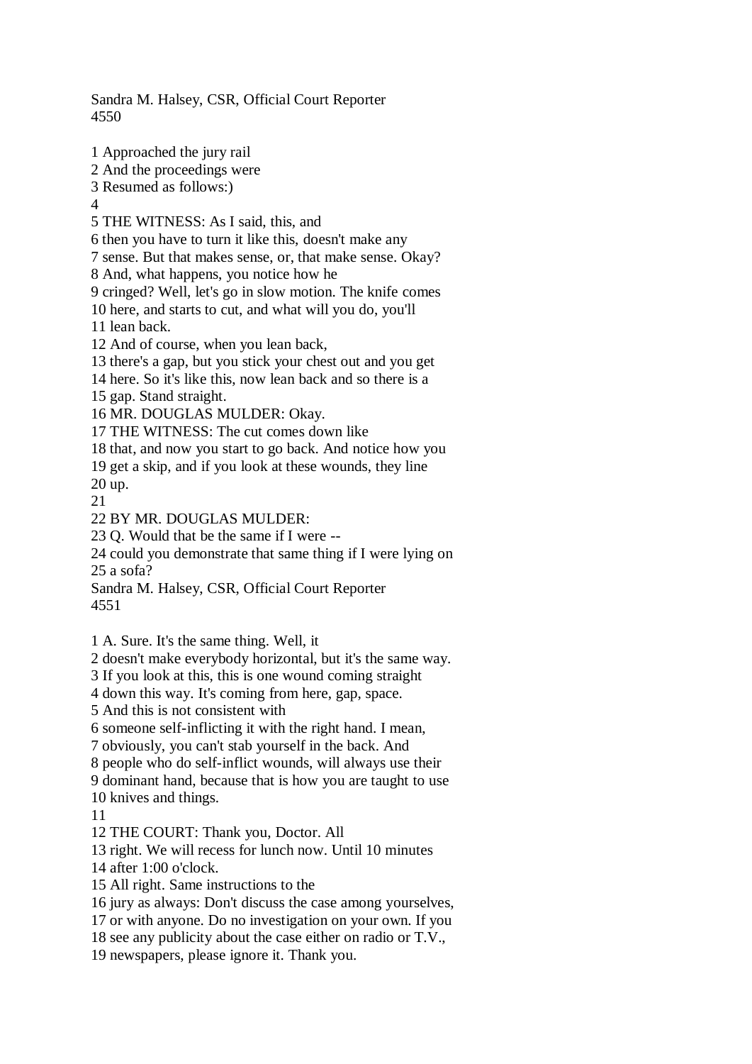1 Approached the jury rail
2 And the proceedings were
3 Resumed as follows:)
4
5 THE WITNESS: As I said, this, and
6 then you have to turn it like this, doesn't make any
7 sense. But that makes sense, or, that make sense. Okay?
8 And, what happens, you notice how he
9 cringed? Well, let's go in slow motion. The knife comes
10 here, and starts to cut, and what will you do, you'll
11 lean back.
12 And of course, when you lean back,
13 there's a gap, but you stick your chest out and you get
14 here. So it's like this, now lean back and so there is a
15 gap. Stand straight.
16 MR. DOUGLAS MULDER: Okay.
17 THE WITNESS: The cut comes down like
18 that, and now you start to go back. And notice how you
19 get a skip, and if you look at these wounds, they line
20 up.
21
22 BY MR. DOUGLAS MULDER:
23 Q. Would that be the same if I were --
24 could you demonstrate that same thing if I were lying on
25 a sofa?

1 A. Sure. It's the same thing. Well, it
2 doesn't make everybody horizontal, but it's the same way.
3 If you look at this, this is one wound coming straight
4 down this way. It's coming from here, gap, space.
5 And this is not consistent with
6 someone self-inflicting it with the right hand. I mean,
7 obviously, you can't stab yourself in the back. And
8 people who do self-inflict wounds, will always use their
9 dominant hand, because that is how you are taught to use
10 knives and things.
11
12 THE COURT: Thank you, Doctor. All
13 right. We will recess for lunch now. Until 10 minutes
14 after 1:00 o'clock.
15 All right. Same instructions to the
16 jury as always: Don't discuss the case among yourselves,
17 or with anyone. Do no investigation on your own. If you
18 see any publicity about the case either on radio or T.V.,
19 newspapers, please ignore it. Thank you.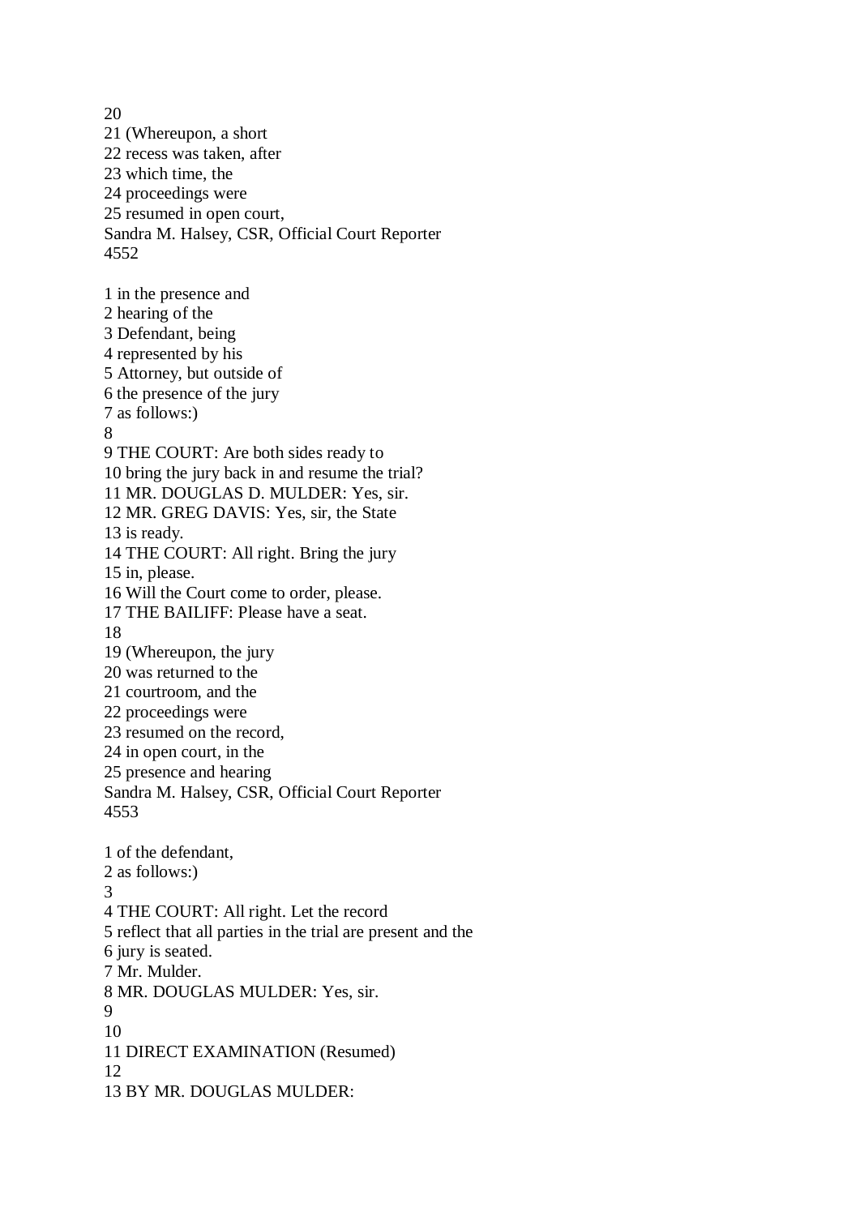20
21 (Whereupon, a short
22 recess was taken, after
23 which time, the
24 proceedings were
25 resumed in open court,
Sandra M. Halsey, CSR, Official Court Reporter
4552

1 in the presence and
2 hearing of the
3 Defendant, being
4 represented by his
5 Attorney, but outside of
6 the presence of the jury
7 as follows:)
8
9 THE COURT: Are both sides ready to
10 bring the jury back in and resume the trial?
11 MR. DOUGLAS D. MULDER: Yes, sir.
12 MR. GREG DAVIS: Yes, sir, the State
13 is ready.
14 THE COURT: All right. Bring the jury
15 in, please.
16 Will the Court come to order, please.
17 THE BAILIFF: Please have a seat.
18
19 (Whereupon, the jury
20 was returned to the
21 courtroom, and the
22 proceedings were
23 resumed on the record,
24 in open court, in the
25 presence and hearing
Sandra M. Halsey, CSR, Official Court Reporter
4553

1 of the defendant,
2 as follows:)
3
4 THE COURT: All right. Let the record
5 reflect that all parties in the trial are present and the
6 jury is seated.
7 Mr. Mulder.
8 MR. DOUGLAS MULDER: Yes, sir.
9
10
11 DIRECT EXAMINATION (Resumed)
12
13 BY MR. DOUGLAS MULDER: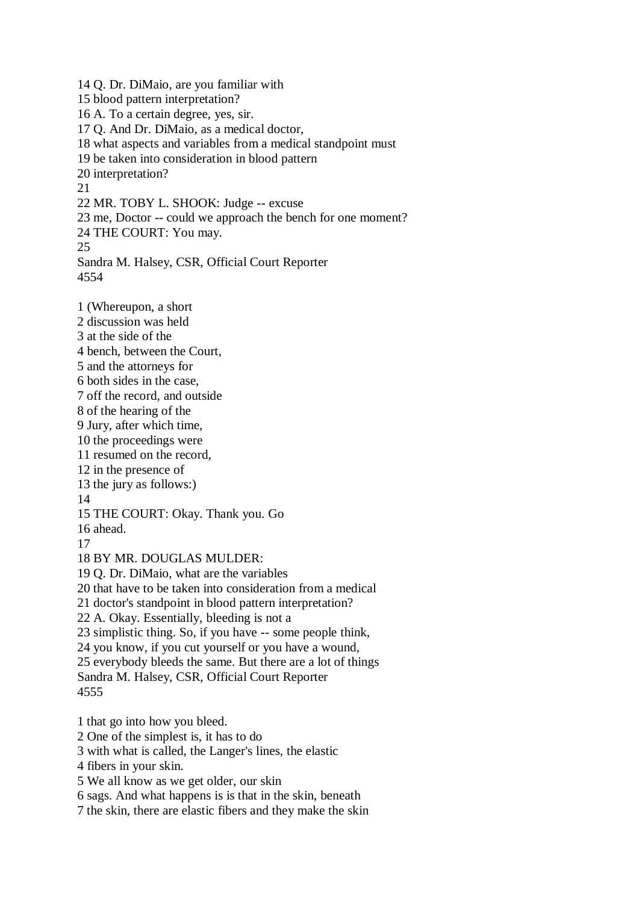14 Q. Dr. DiMaio, are you familiar with
15 blood pattern interpretation?
16 A. To a certain degree, yes, sir.
17 Q. And Dr. DiMaio, as a medical doctor,
18 what aspects and variables from a medical standpoint must
19 be taken into consideration in blood pattern
20 interpretation?
21
22 MR. TOBY L. SHOOK: Judge -- excuse
23 me, Doctor -- could we approach the bench for one moment?
24 THE COURT: You may.
25
Sandra M. Halsey, CSR, Official Court Reporter
4554

1 (Whereupon, a short
2 discussion was held
3 at the side of the
4 bench, between the Court,
5 and the attorneys for
6 both sides in the case,
7 off the record, and outside
8 of the hearing of the
9 Jury, after which time,
10 the proceedings were
11 resumed on the record,
12 in the presence of
13 the jury as follows:)
14
15 THE COURT: Okay. Thank you. Go
16 ahead.
17
18 BY MR. DOUGLAS MULDER:
19 Q. Dr. DiMaio, what are the variables
20 that have to be taken into consideration from a medical
21 doctor's standpoint in blood pattern interpretation?
22 A. Okay. Essentially, bleeding is not a
23 simplistic thing. So, if you have -- some people think,
24 you know, if you cut yourself or you have a wound,
25 everybody bleeds the same. But there are a lot of things
Sandra M. Halsey, CSR, Official Court Reporter
4555

1 that go into how you bleed.
2 One of the simplest is, it has to do
3 with what is called, the Langer's lines, the elastic
4 fibers in your skin.
5 We all know as we get older, our skin
6 sags. And what happens is is that in the skin, beneath
7 the skin, there are elastic fibers and they make the skin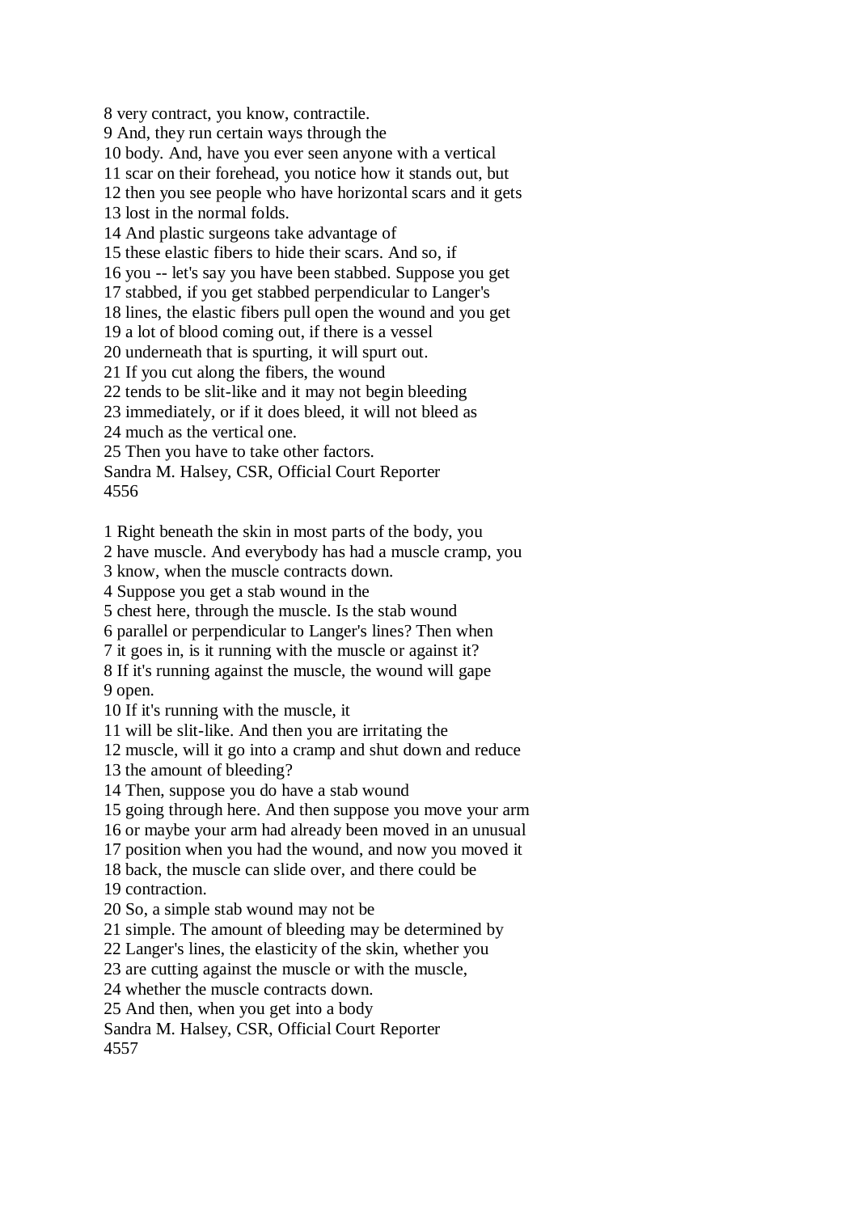8 very contract, you know, contractile.
9 And, they run certain ways through the
10 body. And, have you ever seen anyone with a vertical
11 scar on their forehead, you notice how it stands out, but
12 then you see people who have horizontal scars and it gets
13 lost in the normal folds.
14 And plastic surgeons take advantage of
15 these elastic fibers to hide their scars. And so, if
16 you -- let's say you have been stabbed. Suppose you get
17 stabbed, if you get stabbed perpendicular to Langer's
18 lines, the elastic fibers pull open the wound and you get
19 a lot of blood coming out, if there is a vessel
20 underneath that is spurting, it will spurt out.
21 If you cut along the fibers, the wound
22 tends to be slit-like and it may not begin bleeding
23 immediately, or if it does bleed, it will not bleed as
24 much as the vertical one.
25 Then you have to take other factors.
Sandra M. Halsey, CSR, Official Court Reporter

1 Right beneath the skin in most parts of the body, you
2 have muscle. And everybody has had a muscle cramp, you
3 know, when the muscle contracts down.
4 Suppose you get a stab wound in the
5 chest here, through the muscle. Is the stab wound
6 parallel or perpendicular to Langer's lines? Then when
7 it goes in, is it running with the muscle or against it?
8 If it's running against the muscle, the wound will gape
9 open.
10 If it's running with the muscle, it
11 will be slit-like. And then you are irritating the
12 muscle, will it go into a cramp and shut down and reduce
13 the amount of bleeding?
14 Then, suppose you do have a stab wound
15 going through here. And then suppose you move your arm
16 or maybe your arm had already been moved in an unusual
17 position when you had the wound, and now you moved it
18 back, the muscle can slide over, and there could be
19 contraction.
20 So, a simple stab wound may not be
21 simple. The amount of bleeding may be determined by
22 Langer's lines, the elasticity of the skin, whether you
23 are cutting against the muscle or with the muscle,
24 whether the muscle contracts down.
25 And then, when you get into a body
Sandra M. Halsey, CSR, Official Court Reporter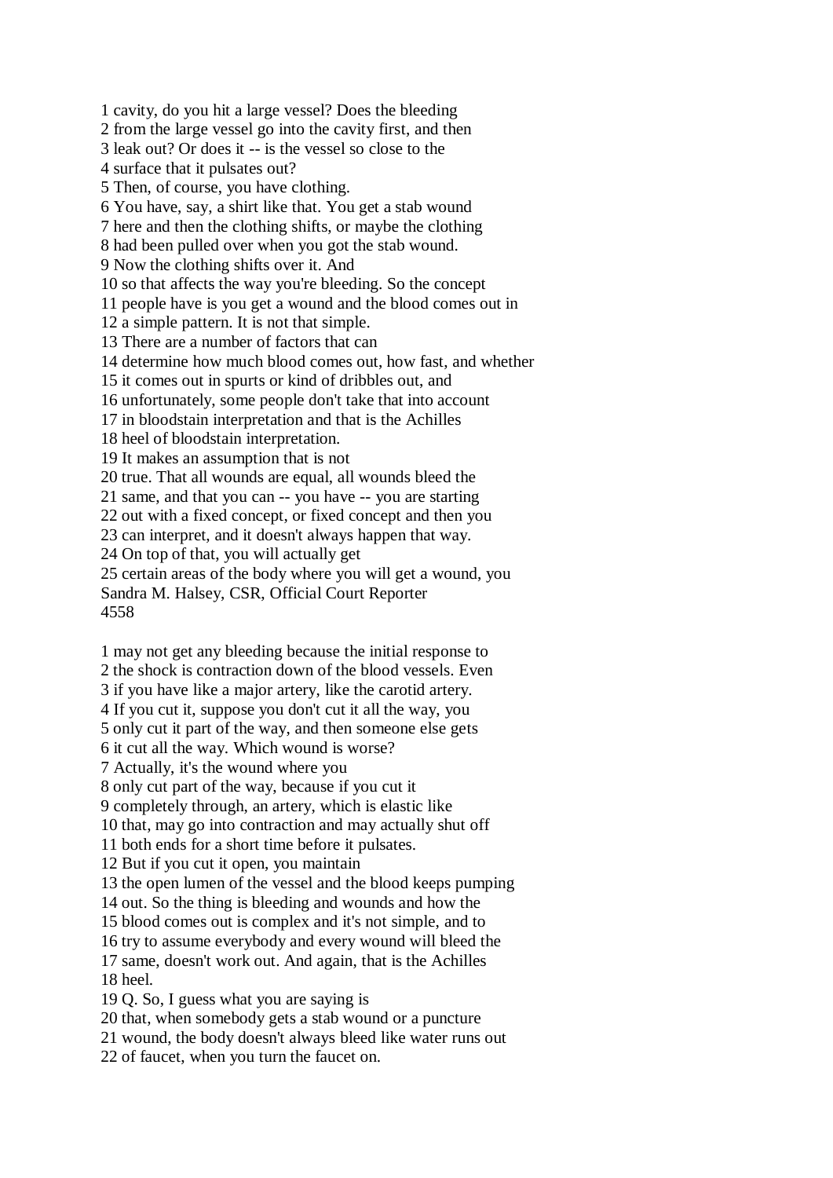1 cavity, do you hit a large vessel? Does the bleeding
2 from the large vessel go into the cavity first, and then
3 leak out? Or does it -- is the vessel so close to the
4 surface that it pulsates out?
5 Then, of course, you have clothing.
6 You have, say, a shirt like that. You get a stab wound
7 here and then the clothing shifts, or maybe the clothing
8 had been pulled over when you got the stab wound.
9 Now the clothing shifts over it. And
10 so that affects the way you're bleeding. So the concept
11 people have is you get a wound and the blood comes out in
12 a simple pattern. It is not that simple.
13 There are a number of factors that can
14 determine how much blood comes out, how fast, and whether
15 it comes out in spurts or kind of dribbles out, and
16 unfortunately, some people don't take that into account
17 in bloodstain interpretation and that is the Achilles
18 heel of bloodstain interpretation.
19 It makes an assumption that is not
20 true. That all wounds are equal, all wounds bleed the
21 same, and that you can -- you have -- you are starting
22 out with a fixed concept, or fixed concept and then you
23 can interpret, and it doesn't always happen that way.
24 On top of that, you will actually get
25 certain areas of the body where you will get a wound, you
Sandra M. Halsey, CSR, Official Court Reporter
4558

1 may not get any bleeding because the initial response to
2 the shock is contraction down of the blood vessels. Even
3 if you have like a major artery, like the carotid artery.
4 If you cut it, suppose you don't cut it all the way, you
5 only cut it part of the way, and then someone else gets
6 it cut all the way. Which wound is worse?
7 Actually, it's the wound where you
8 only cut part of the way, because if you cut it
9 completely through, an artery, which is elastic like
10 that, may go into contraction and may actually shut off
11 both ends for a short time before it pulsates.
12 But if you cut it open, you maintain
13 the open lumen of the vessel and the blood keeps pumping
14 out. So the thing is bleeding and wounds and how the
15 blood comes out is complex and it's not simple, and to
16 try to assume everybody and every wound will bleed the
17 same, doesn't work out. And again, that is the Achilles
18 heel.
19 Q. So, I guess what you are saying is
20 that, when somebody gets a stab wound or a puncture
21 wound, the body doesn't always bleed like water runs out
22 of faucet, when you turn the faucet on.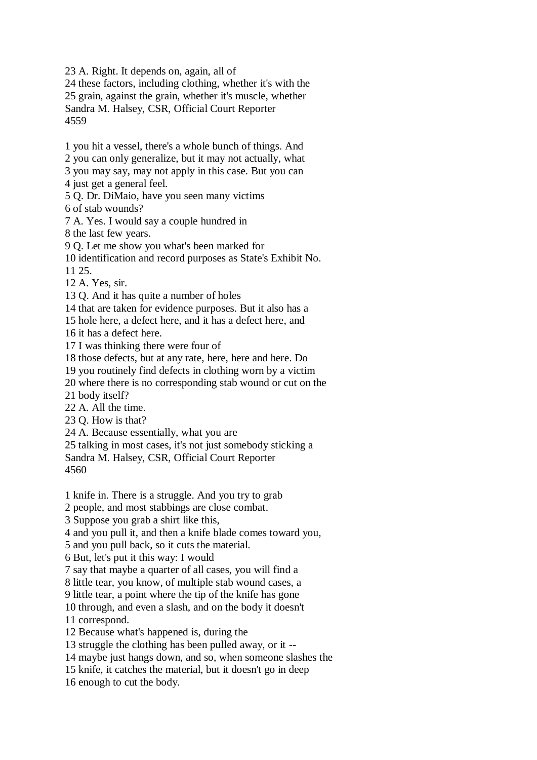23 A. Right. It depends on, again, all of
24 these factors, including clothing, whether it's with the
25 grain, against the grain, whether it's muscle, whether

1 you hit a vessel, there's a whole bunch of things. And
2 you can only generalize, but it may not actually, what
3 you may say, may not apply in this case. But you can
4 just get a general feel.
5 Q. Dr. DiMaio, have you seen many victims
6 of stab wounds?
7 A. Yes. I would say a couple hundred in
8 the last few years.
9 Q. Let me show you what's been marked for
10 identification and record purposes as State's Exhibit No.
11 25.
12 A. Yes, sir.
13 Q. And it has quite a number of holes
14 that are taken for evidence purposes. But it also has a
15 hole here, a defect here, and it has a defect here, and
16 it has a defect here.
17 I was thinking there were four of
18 those defects, but at any rate, here, here and here. Do
19 you routinely find defects in clothing worn by a victim
20 where there is no corresponding stab wound or cut on the
21 body itself?
22 A. All the time.
23 Q. How is that?
24 A. Because essentially, what you are
25 talking in most cases, it's not just somebody sticking a

1 knife in. There is a struggle. And you try to grab
2 people, and most stabbings are close combat.
3 Suppose you grab a shirt like this,
4 and you pull it, and then a knife blade comes toward you,
5 and you pull back, so it cuts the material.
6 But, let's put it this way: I would
7 say that maybe a quarter of all cases, you will find a
8 little tear, you know, of multiple stab wound cases, a
9 little tear, a point where the tip of the knife has gone
10 through, and even a slash, and on the body it doesn't
11 correspond.
12 Because what's happened is, during the
13 struggle the clothing has been pulled away, or it --
14 maybe just hangs down, and so, when someone slashes the
15 knife, it catches the material, but it doesn't go in deep
16 enough to cut the body.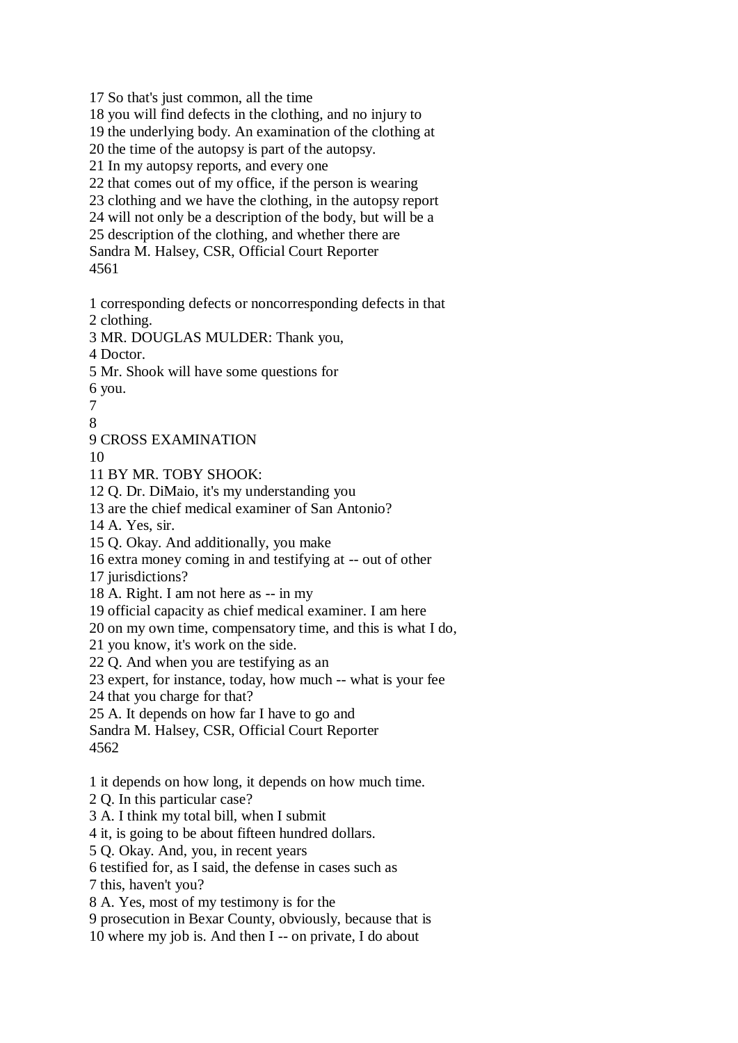17 So that's just common, all the time
18 you will find defects in the clothing, and no injury to
19 the underlying body. An examination of the clothing at
20 the time of the autopsy is part of the autopsy.
21 In my autopsy reports, and every one
22 that comes out of my office, if the person is wearing
23 clothing and we have the clothing, in the autopsy report
24 will not only be a description of the body, but will be a
25 description of the clothing, and whether there are

1 corresponding defects or noncorresponding defects in that
2 clothing.
3 MR. DOUGLAS MULDER: Thank you,
4 Doctor.
5 Mr. Shook will have some questions for
6 you.
7
8
9 CROSS EXAMINATION
10
11 BY MR. TOBY SHOOK:
12 Q. Dr. DiMaio, it's my understanding you
13 are the chief medical examiner of San Antonio?
14 A. Yes, sir.
15 Q. Okay. And additionally, you make
16 extra money coming in and testifying at -- out of other
17 jurisdictions?
18 A. Right. I am not here as -- in my
19 official capacity as chief medical examiner. I am here
20 on my own time, compensatory time, and this is what I do,
21 you know, it's work on the side.
22 Q. And when you are testifying as an
23 expert, for instance, today, how much -- what is your fee
24 that you charge for that?
25 A. It depends on how far I have to go and

1 it depends on how long, it depends on how much time.
2 Q. In this particular case?
3 A. I think my total bill, when I submit
4 it, is going to be about fifteen hundred dollars.
5 Q. Okay. And, you, in recent years
6 testified for, as I said, the defense in cases such as
7 this, haven't you?
8 A. Yes, most of my testimony is for the
9 prosecution in Bexar County, obviously, because that is
10 where my job is. And then I -- on private, I do about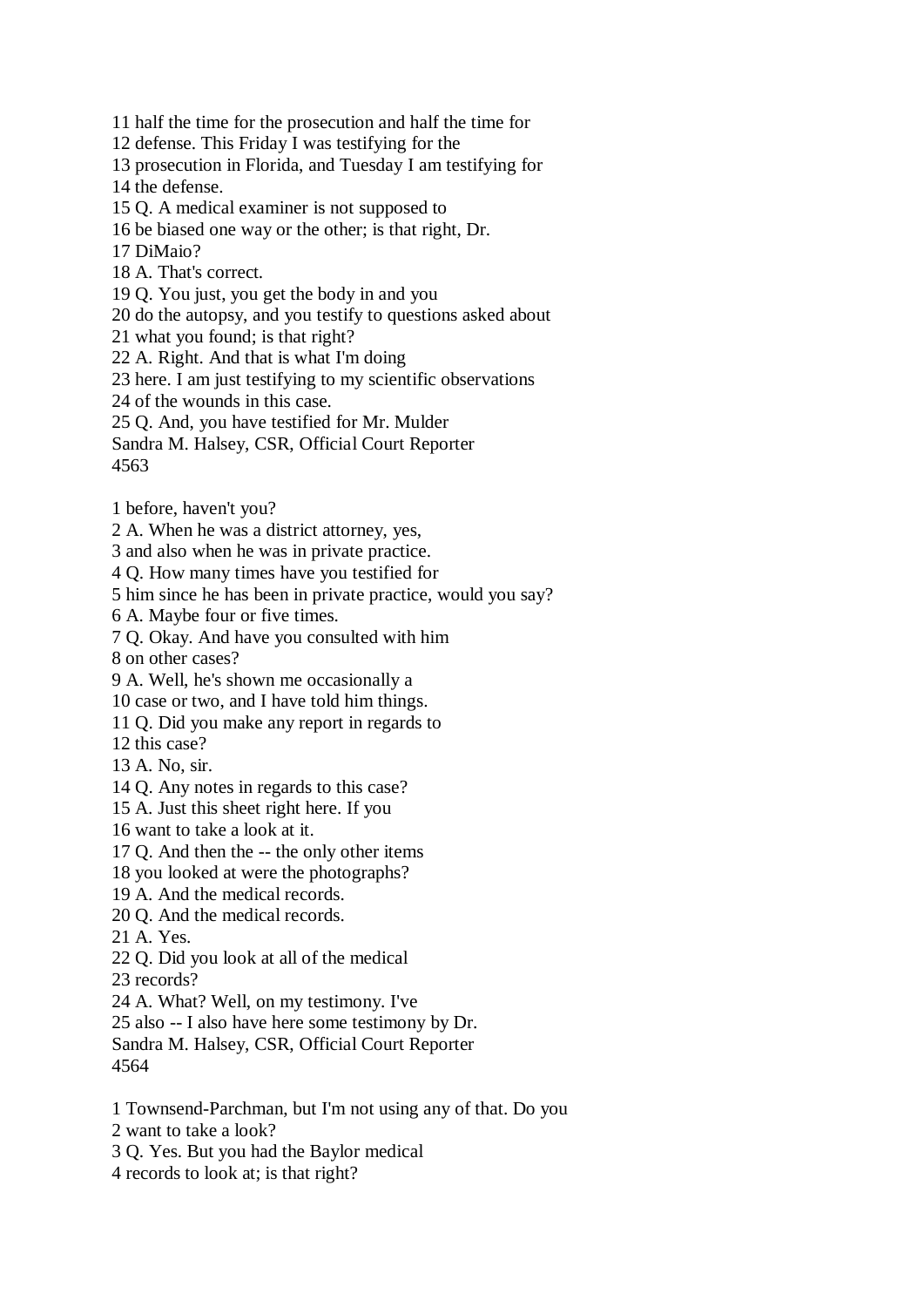11 half the time for the prosecution and half the time for
12 defense. This Friday I was testifying for the
13 prosecution in Florida, and Tuesday I am testifying for
14 the defense.
15 Q. A medical examiner is not supposed to
16 be biased one way or the other; is that right, Dr.
17 DiMaio?
18 A. That's correct.
19 Q. You just, you get the body in and you
20 do the autopsy, and you testify to questions asked about
21 what you found; is that right?
22 A. Right. And that is what I'm doing
23 here. I am just testifying to my scientific observations
24 of the wounds in this case.
25 Q. And, you have testified for Mr. Mulder

1 before, haven't you?
2 A. When he was a district attorney, yes,
3 and also when he was in private practice.
4 Q. How many times have you testified for
5 him since he has been in private practice, would you say?
6 A. Maybe four or five times.
7 Q. Okay. And have you consulted with him
8 on other cases?
9 A. Well, he's shown me occasionally a
10 case or two, and I have told him things.
11 Q. Did you make any report in regards to
12 this case?
13 A. No, sir.
14 Q. Any notes in regards to this case?
15 A. Just this sheet right here. If you
16 want to take a look at it.
17 Q. And then the -- the only other items
18 you looked at were the photographs?
19 A. And the medical records.
20 Q. And the medical records.
21 A. Yes.
22 Q. Did you look at all of the medical
23 records?
24 A. What? Well, on my testimony. I've
25 also -- I also have here some testimony by Dr.

1 Townsend-Parchman, but I'm not using any of that. Do you
2 want to take a look?
3 Q. Yes. But you had the Baylor medical
4 records to look at; is that right?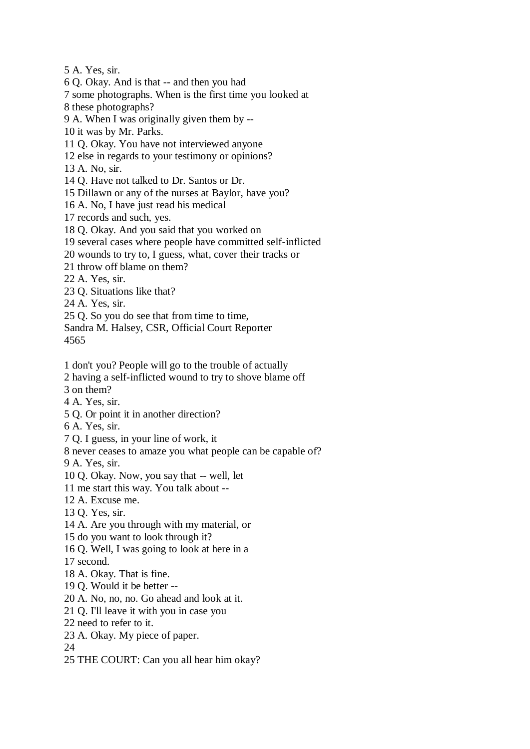5 A. Yes, sir.
6 Q. Okay. And is that -- and then you had
7 some photographs. When is the first time you looked at
8 these photographs?
9 A. When I was originally given them by --
10 it was by Mr. Parks.
11 Q. Okay. You have not interviewed anyone
12 else in regards to your testimony or opinions?
13 A. No, sir.
14 Q. Have not talked to Dr. Santos or Dr.
15 Dillawn or any of the nurses at Baylor, have you?
16 A. No, I have just read his medical
17 records and such, yes.
18 Q. Okay. And you said that you worked on
19 several cases where people have committed self-inflicted
20 wounds to try to, I guess, what, cover their tracks or
21 throw off blame on them?
22 A. Yes, sir.
23 Q. Situations like that?
24 A. Yes, sir.
25 Q. So you do see that from time to time,
Sandra M. Halsey, CSR, Official Court Reporter
4565

1 don't you? People will go to the trouble of actually
2 having a self-inflicted wound to try to shove blame off
3 on them?
4 A. Yes, sir.
5 Q. Or point it in another direction?
6 A. Yes, sir.
7 Q. I guess, in your line of work, it
8 never ceases to amaze you what people can be capable of?
9 A. Yes, sir.
10 Q. Okay. Now, you say that -- well, let
11 me start this way. You talk about --
12 A. Excuse me.
13 Q. Yes, sir.
14 A. Are you through with my material, or
15 do you want to look through it?
16 Q. Well, I was going to look at here in a
17 second.
18 A. Okay. That is fine.
19 Q. Would it be better --
20 A. No, no, no. Go ahead and look at it.
21 Q. I'll leave it with you in case you
22 need to refer to it.
23 A. Okay. My piece of paper.
24
25 THE COURT: Can you all hear him okay?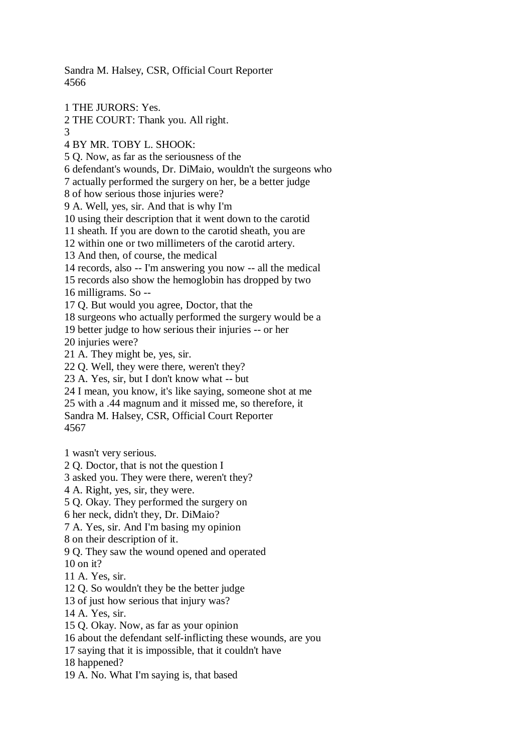1 THE JURORS: Yes.
2 THE COURT: Thank you. All right.
3
4 BY MR. TOBY L. SHOOK:
5 Q. Now, as far as the seriousness of the
6 defendant's wounds, Dr. DiMaio, wouldn't the surgeons who
7 actually performed the surgery on her, be a better judge
8 of how serious those injuries were?
9 A. Well, yes, sir. And that is why I'm
10 using their description that it went down to the carotid
11 sheath. If you are down to the carotid sheath, you are
12 within one or two millimeters of the carotid artery.
13 And then, of course, the medical
14 records, also -- I'm answering you now -- all the medical
15 records also show the hemoglobin has dropped by two
16 milligrams. So --
17 Q. But would you agree, Doctor, that the
18 surgeons who actually performed the surgery would be a
19 better judge to how serious their injuries -- or her
20 injuries were?
21 A. They might be, yes, sir.
22 Q. Well, they were there, weren't they?
23 A. Yes, sir, but I don't know what -- but
24 I mean, you know, it's like saying, someone shot at me
25 with a .44 magnum and it missed me, so therefore, it

1 wasn't very serious.
2 Q. Doctor, that is not the question I
3 asked you. They were there, weren't they?
4 A. Right, yes, sir, they were.
5 Q. Okay. They performed the surgery on
6 her neck, didn't they, Dr. DiMaio?
7 A. Yes, sir. And I'm basing my opinion
8 on their description of it.
9 Q. They saw the wound opened and operated
10 on it?
11 A. Yes, sir.
12 Q. So wouldn't they be the better judge
13 of just how serious that injury was?
14 A. Yes, sir.
15 Q. Okay. Now, as far as your opinion
16 about the defendant self-inflicting these wounds, are you
17 saying that it is impossible, that it couldn't have
18 happened?
19 A. No. What I'm saying is, that based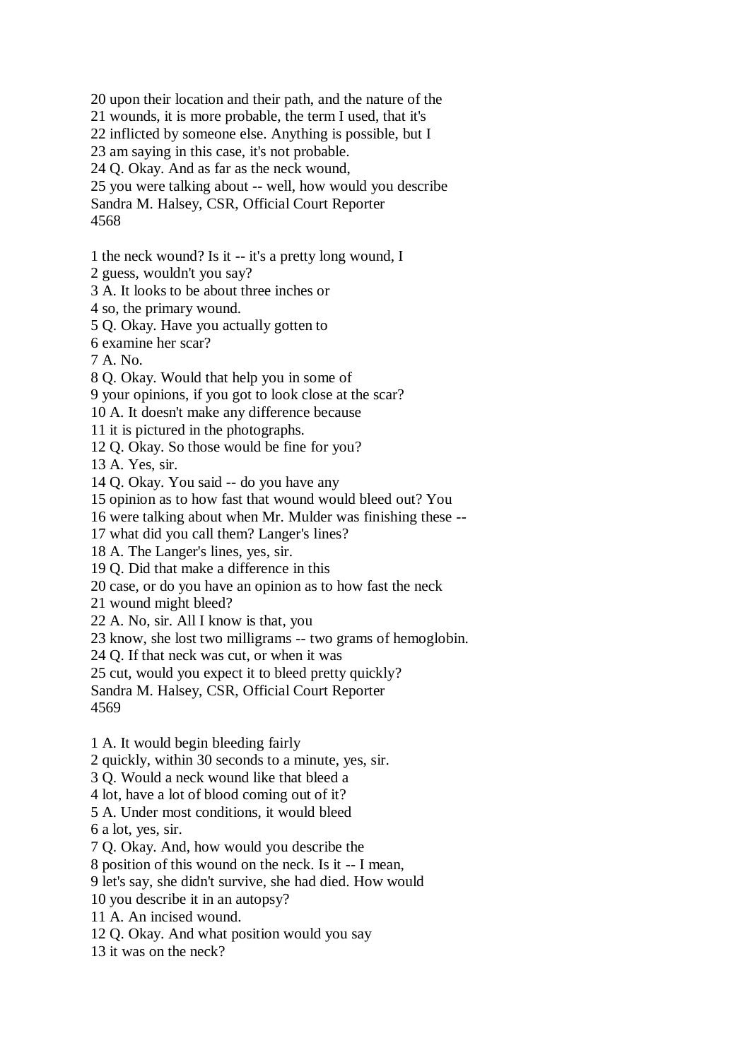20 upon their location and their path, and the nature of the
21 wounds, it is more probable, the term I used, that it's
22 inflicted by someone else. Anything is possible, but I
23 am saying in this case, it's not probable.
24 Q. Okay. And as far as the neck wound,
25 you were talking about -- well, how would you describe

1 the neck wound? Is it -- it's a pretty long wound, I
2 guess, wouldn't you say?
3 A. It looks to be about three inches or
4 so, the primary wound.
5 Q. Okay. Have you actually gotten to
6 examine her scar?
7 A. No.
8 Q. Okay. Would that help you in some of
9 your opinions, if you got to look close at the scar?
10 A. It doesn't make any difference because
11 it is pictured in the photographs.
12 Q. Okay. So those would be fine for you?
13 A. Yes, sir.
14 Q. Okay. You said -- do you have any
15 opinion as to how fast that wound would bleed out? You
16 were talking about when Mr. Mulder was finishing these --
17 what did you call them? Langer's lines?
18 A. The Langer's lines, yes, sir.
19 Q. Did that make a difference in this
20 case, or do you have an opinion as to how fast the neck
21 wound might bleed?
22 A. No, sir. All I know is that, you
23 know, she lost two milligrams -- two grams of hemoglobin.
24 Q. If that neck was cut, or when it was
25 cut, would you expect it to bleed pretty quickly?

1 A. It would begin bleeding fairly
2 quickly, within 30 seconds to a minute, yes, sir.
3 Q. Would a neck wound like that bleed a
4 lot, have a lot of blood coming out of it?
5 A. Under most conditions, it would bleed
6 a lot, yes, sir.
7 Q. Okay. And, how would you describe the
8 position of this wound on the neck. Is it -- I mean,
9 let's say, she didn't survive, she had died. How would
10 you describe it in an autopsy?
11 A. An incised wound.
12 Q. Okay. And what position would you say
13 it was on the neck?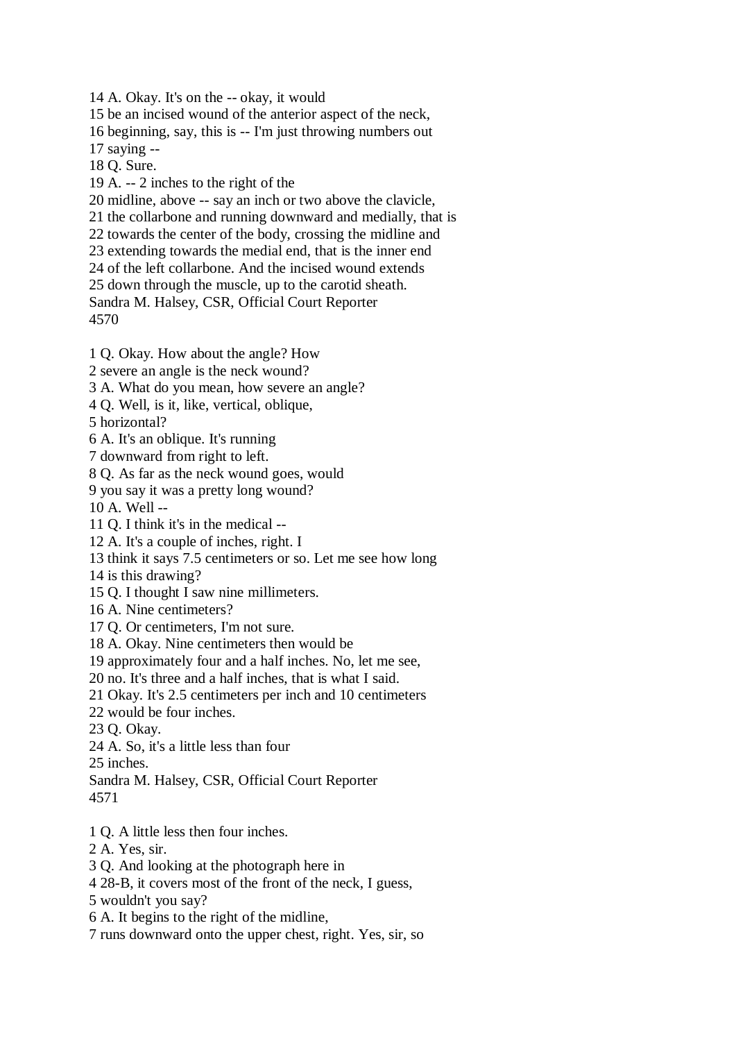14 A. Okay. It's on the -- okay, it would
15 be an incised wound of the anterior aspect of the neck,
16 beginning, say, this is -- I'm just throwing numbers out
17 saying --
18 Q. Sure.
19 A. -- 2 inches to the right of the
20 midline, above -- say an inch or two above the clavicle,
21 the collarbone and running downward and medially, that is
22 towards the center of the body, crossing the midline and
23 extending towards the medial end, that is the inner end
24 of the left collarbone. And the incised wound extends
25 down through the muscle, up to the carotid sheath.
Sandra M. Halsey, CSR, Official Court Reporter
4570

1 Q. Okay. How about the angle? How
2 severe an angle is the neck wound?
3 A. What do you mean, how severe an angle?
4 Q. Well, is it, like, vertical, oblique,
5 horizontal?
6 A. It's an oblique. It's running
7 downward from right to left.
8 Q. As far as the neck wound goes, would
9 you say it was a pretty long wound?
10 A. Well --
11 Q. I think it's in the medical --
12 A. It's a couple of inches, right. I
13 think it says 7.5 centimeters or so. Let me see how long
14 is this drawing?
15 Q. I thought I saw nine millimeters.
16 A. Nine centimeters?
17 Q. Or centimeters, I'm not sure.
18 A. Okay. Nine centimeters then would be
19 approximately four and a half inches. No, let me see,
20 no. It's three and a half inches, that is what I said.
21 Okay. It's 2.5 centimeters per inch and 10 centimeters
22 would be four inches.
23 Q. Okay.
24 A. So, it's a little less than four
25 inches.
Sandra M. Halsey, CSR, Official Court Reporter
4571

1 Q. A little less then four inches.
2 A. Yes, sir.
3 Q. And looking at the photograph here in
4 28-B, it covers most of the front of the neck, I guess,
5 wouldn't you say?
6 A. It begins to the right of the midline,
7 runs downward onto the upper chest, right. Yes, sir, so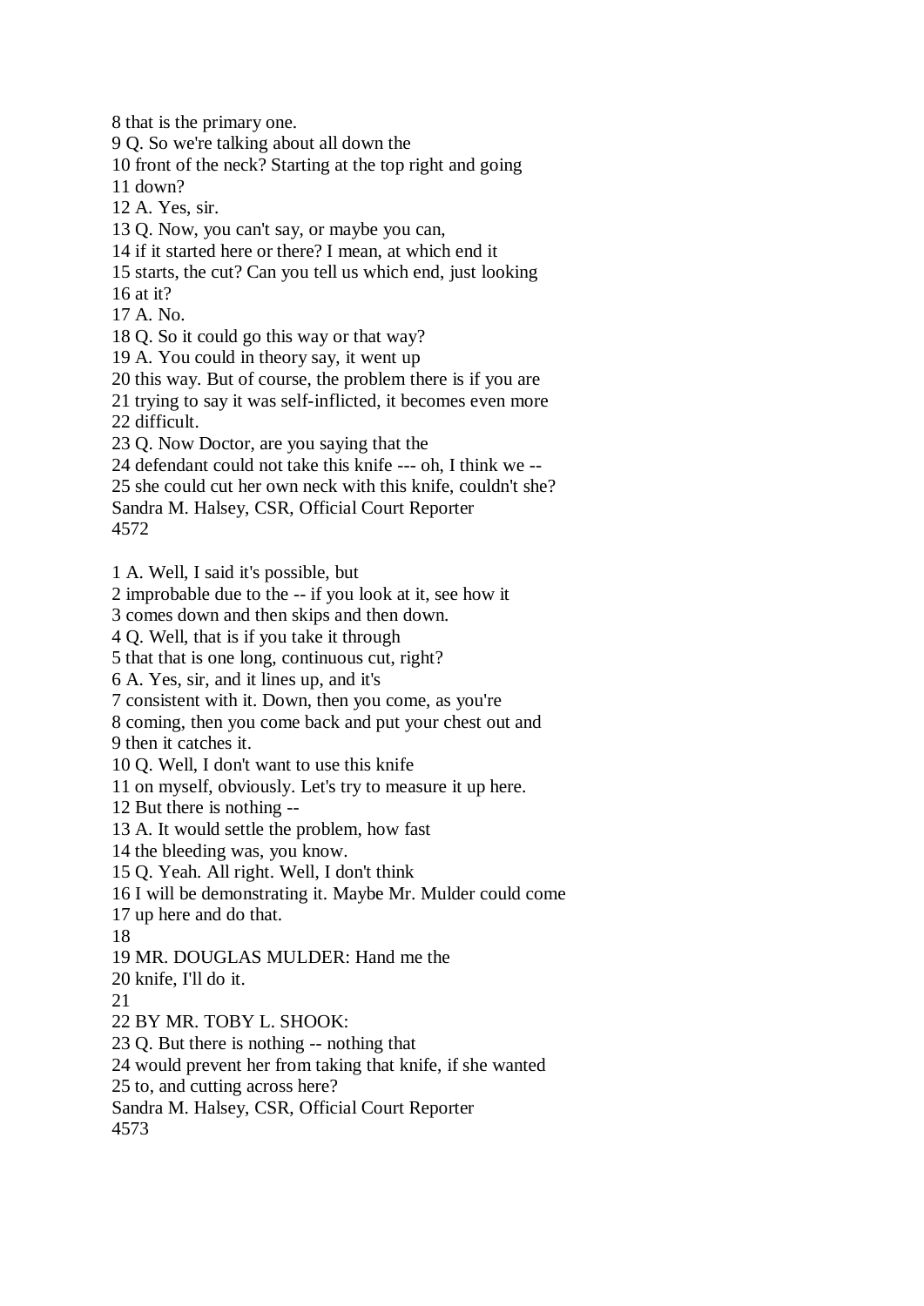8 that is the primary one.
9 Q. So we're talking about all down the
10 front of the neck? Starting at the top right and going
11 down?
12 A. Yes, sir.
13 Q. Now, you can't say, or maybe you can,
14 if it started here or there? I mean, at which end it
15 starts, the cut? Can you tell us which end, just looking
16 at it?
17 A. No.
18 Q. So it could go this way or that way?
19 A. You could in theory say, it went up
20 this way. But of course, the problem there is if you are
21 trying to say it was self-inflicted, it becomes even more
22 difficult.
23 Q. Now Doctor, are you saying that the
24 defendant could not take this knife --- oh, I think we --
25 she could cut her own neck with this knife, couldn't she?
Sandra M. Halsey, CSR, Official Court Reporter
4572

1 A. Well, I said it's possible, but
2 improbable due to the -- if you look at it, see how it
3 comes down and then skips and then down.
4 Q. Well, that is if you take it through
5 that that is one long, continuous cut, right?
6 A. Yes, sir, and it lines up, and it's
7 consistent with it. Down, then you come, as you're
8 coming, then you come back and put your chest out and
9 then it catches it.
10 Q. Well, I don't want to use this knife
11 on myself, obviously. Let's try to measure it up here.
12 But there is nothing --
13 A. It would settle the problem, how fast
14 the bleeding was, you know.
15 Q. Yeah. All right. Well, I don't think
16 I will be demonstrating it. Maybe Mr. Mulder could come
17 up here and do that.
18
19 MR. DOUGLAS MULDER: Hand me the
20 knife, I'll do it.
21
22 BY MR. TOBY L. SHOOK:
23 Q. But there is nothing -- nothing that
24 would prevent her from taking that knife, if she wanted
25 to, and cutting across here?
Sandra M. Halsey, CSR, Official Court Reporter
4573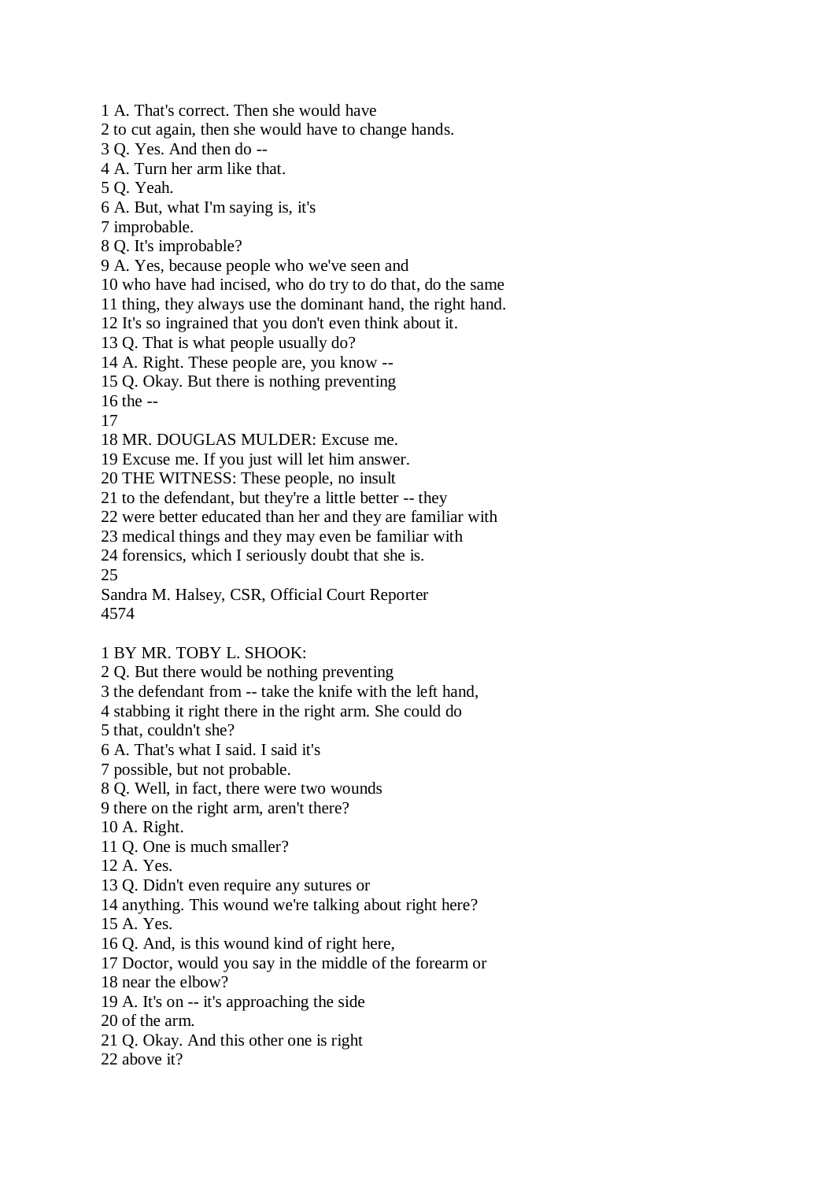1 A. That's correct. Then she would have
2 to cut again, then she would have to change hands.
3 Q. Yes. And then do --
4 A. Turn her arm like that.
5 Q. Yeah.
6 A. But, what I'm saying is, it's
7 improbable.
8 Q. It's improbable?
9 A. Yes, because people who we've seen and
10 who have had incised, who do try to do that, do the same
11 thing, they always use the dominant hand, the right hand.
12 It's so ingrained that you don't even think about it.
13 Q. That is what people usually do?
14 A. Right. These people are, you know --
15 Q. Okay. But there is nothing preventing
16 the --
17
18 MR. DOUGLAS MULDER: Excuse me.
19 Excuse me. If you just will let him answer.
20 THE WITNESS: These people, no insult
21 to the defendant, but they're a little better -- they
22 were better educated than her and they are familiar with
23 medical things and they may even be familiar with
24 forensics, which I seriously doubt that she is.
25
Sandra M. Halsey, CSR, Official Court Reporter
4574

1 BY MR. TOBY L. SHOOK:
2 Q. But there would be nothing preventing
3 the defendant from -- take the knife with the left hand,
4 stabbing it right there in the right arm. She could do
5 that, couldn't she?
6 A. That's what I said. I said it's
7 possible, but not probable.
8 Q. Well, in fact, there were two wounds
9 there on the right arm, aren't there?
10 A. Right.
11 Q. One is much smaller?
12 A. Yes.
13 Q. Didn't even require any sutures or
14 anything. This wound we're talking about right here?
15 A. Yes.
16 Q. And, is this wound kind of right here,
17 Doctor, would you say in the middle of the forearm or
18 near the elbow?
19 A. It's on -- it's approaching the side
20 of the arm.
21 Q. Okay. And this other one is right
22 above it?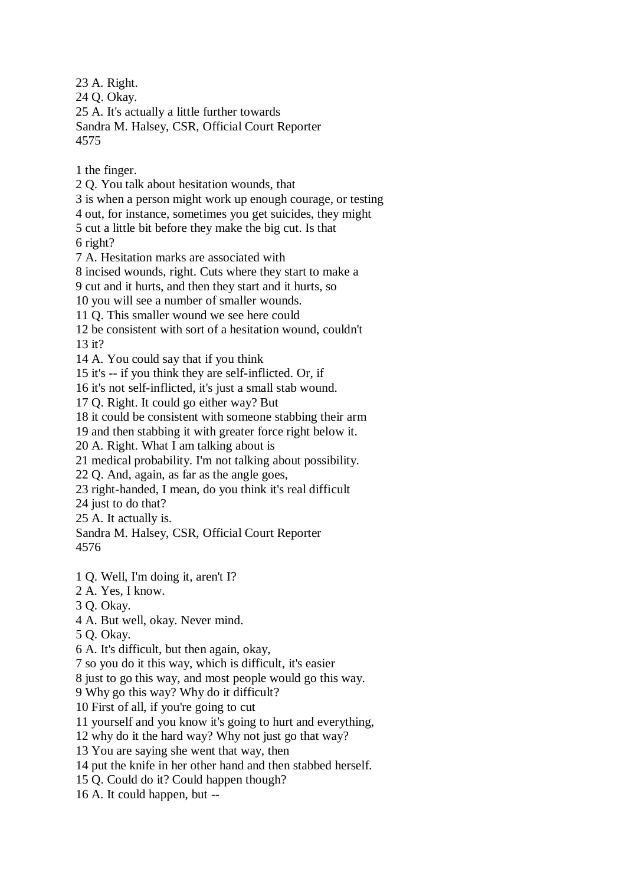23 A. Right.
24 Q. Okay.
25 A. It's actually a little further towards

1 the finger.
2 Q. You talk about hesitation wounds, that
3 is when a person might work up enough courage, or testing
4 out, for instance, sometimes you get suicides, they might
5 cut a little bit before they make the big cut. Is that
6 right?
7 A. Hesitation marks are associated with
8 incised wounds, right. Cuts where they start to make a
9 cut and it hurts, and then they start and it hurts, so
10 you will see a number of smaller wounds.
11 Q. This smaller wound we see here could
12 be consistent with sort of a hesitation wound, couldn't
13 it?
14 A. You could say that if you think
15 it's -- if you think they are self-inflicted. Or, if
16 it's not self-inflicted, it's just a small stab wound.
17 Q. Right. It could go either way? But
18 it could be consistent with someone stabbing their arm
19 and then stabbing it with greater force right below it.
20 A. Right. What I am talking about is
21 medical probability. I'm not talking about possibility.
22 Q. And, again, as far as the angle goes,
23 right-handed, I mean, do you think it's real difficult
24 just to do that?
25 A. It actually is.

1 Q. Well, I'm doing it, aren't I?
2 A. Yes, I know.
3 Q. Okay.
4 A. But well, okay. Never mind.
5 Q. Okay.
6 A. It's difficult, but then again, okay,
7 so you do it this way, which is difficult, it's easier
8 just to go this way, and most people would go this way.
9 Why go this way? Why do it difficult?
10 First of all, if you're going to cut
11 yourself and you know it's going to hurt and everything,
12 why do it the hard way? Why not just go that way?
13 You are saying she went that way, then
14 put the knife in her other hand and then stabbed herself.
15 Q. Could do it? Could happen though?
16 A. It could happen, but --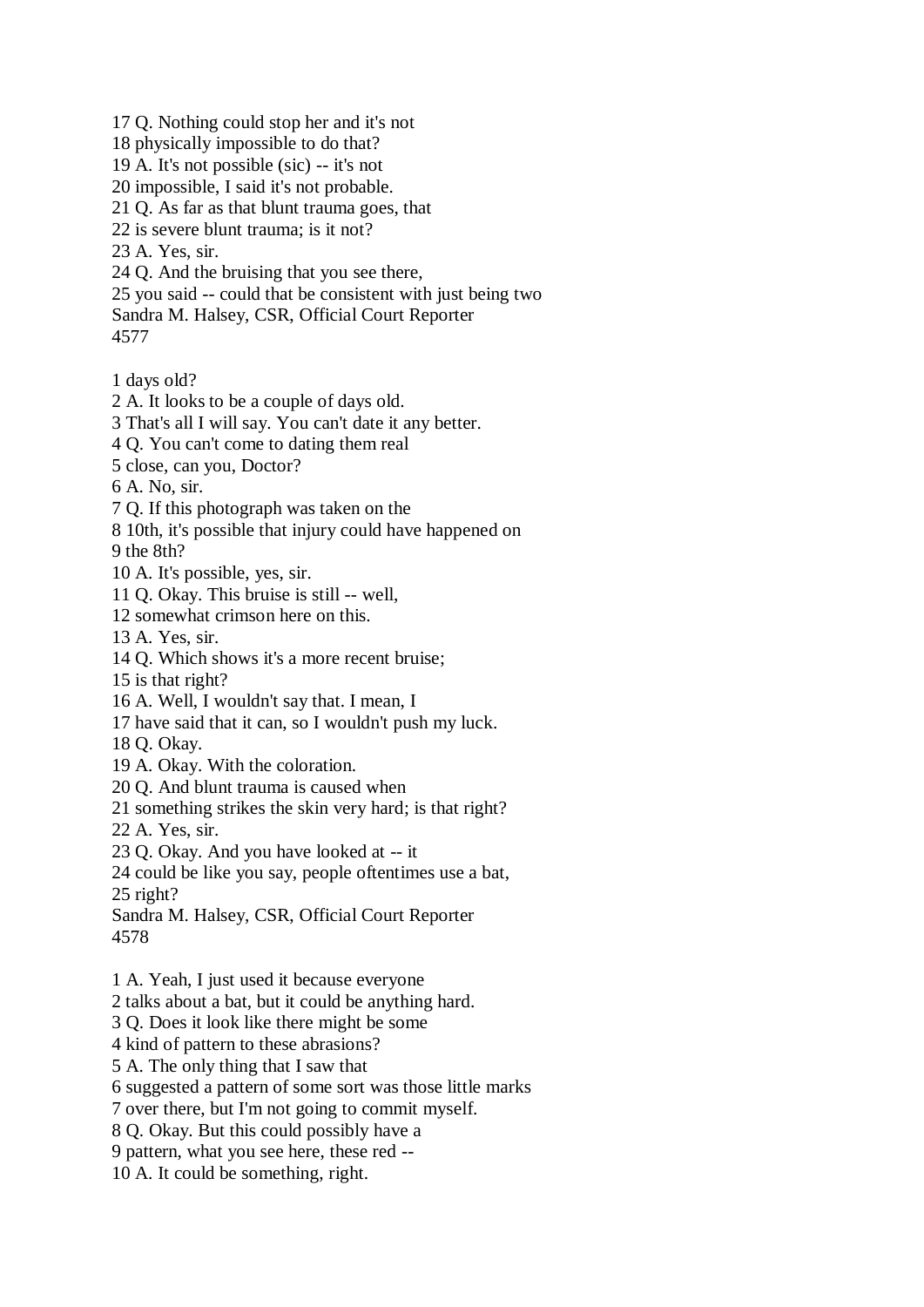17 Q. Nothing could stop her and it's not
18 physically impossible to do that?
19 A. It's not possible (sic) -- it's not
20 impossible, I said it's not probable.
21 Q. As far as that blunt trauma goes, that
22 is severe blunt trauma; is it not?
23 A. Yes, sir.
24 Q. And the bruising that you see there,
25 you said -- could that be consistent with just being two
Sandra M. Halsey, CSR, Official Court Reporter
4577

1 days old?
2 A. It looks to be a couple of days old.
3 That's all I will say. You can't date it any better.
4 Q. You can't come to dating them real
5 close, can you, Doctor?
6 A. No, sir.
7 Q. If this photograph was taken on the
8 10th, it's possible that injury could have happened on
9 the 8th?
10 A. It's possible, yes, sir.
11 Q. Okay. This bruise is still -- well,
12 somewhat crimson here on this.
13 A. Yes, sir.
14 Q. Which shows it's a more recent bruise;
15 is that right?
16 A. Well, I wouldn't say that. I mean, I
17 have said that it can, so I wouldn't push my luck.
18 Q. Okay.
19 A. Okay. With the coloration.
20 Q. And blunt trauma is caused when
21 something strikes the skin very hard; is that right?
22 A. Yes, sir.
23 Q. Okay. And you have looked at -- it
24 could be like you say, people oftentimes use a bat,
25 right?
Sandra M. Halsey, CSR, Official Court Reporter
4578

1 A. Yeah, I just used it because everyone
2 talks about a bat, but it could be anything hard.
3 Q. Does it look like there might be some
4 kind of pattern to these abrasions?
5 A. The only thing that I saw that
6 suggested a pattern of some sort was those little marks
7 over there, but I'm not going to commit myself.
8 Q. Okay. But this could possibly have a
9 pattern, what you see here, these red --
10 A. It could be something, right.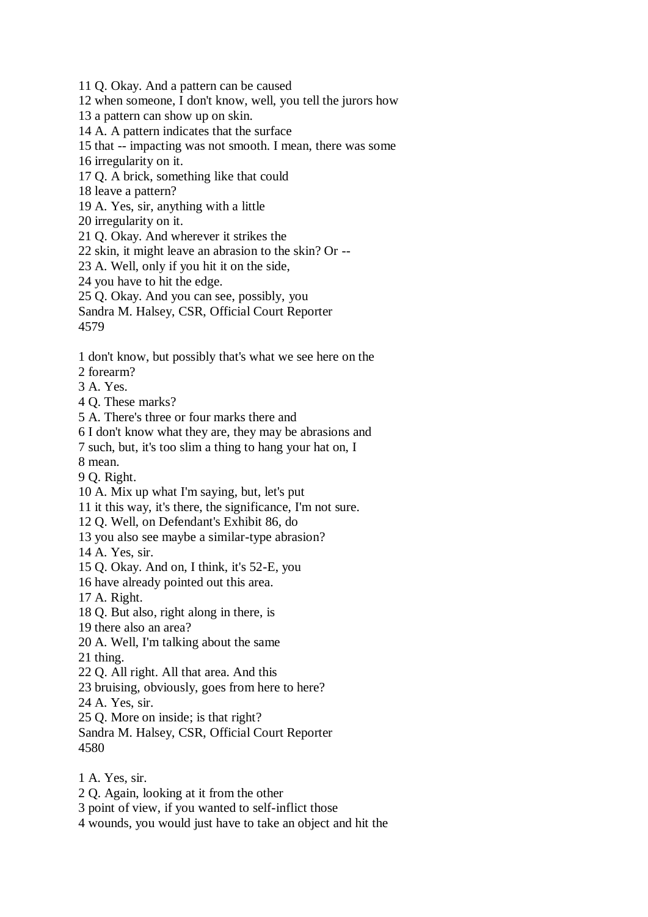11 Q. Okay. And a pattern can be caused
12 when someone, I don't know, well, you tell the jurors how
13 a pattern can show up on skin.
14 A. A pattern indicates that the surface
15 that -- impacting was not smooth. I mean, there was some
16 irregularity on it.
17 Q. A brick, something like that could
18 leave a pattern?
19 A. Yes, sir, anything with a little
20 irregularity on it.
21 Q. Okay. And wherever it strikes the
22 skin, it might leave an abrasion to the skin? Or --
23 A. Well, only if you hit it on the side,
24 you have to hit the edge.
25 Q. Okay. And you can see, possibly, you

1 don't know, but possibly that's what we see here on the
2 forearm?
3 A. Yes.
4 Q. These marks?
5 A. There's three or four marks there and
6 I don't know what they are, they may be abrasions and
7 such, but, it's too slim a thing to hang your hat on, I
8 mean.
9 Q. Right.
10 A. Mix up what I'm saying, but, let's put
11 it this way, it's there, the significance, I'm not sure.
12 Q. Well, on Defendant's Exhibit 86, do
13 you also see maybe a similar-type abrasion?
14 A. Yes, sir.
15 Q. Okay. And on, I think, it's 52-E, you
16 have already pointed out this area.
17 A. Right.
18 Q. But also, right along in there, is
19 there also an area?
20 A. Well, I'm talking about the same
21 thing.
22 Q. All right. All that area. And this
23 bruising, obviously, goes from here to here?
24 A. Yes, sir.
25 Q. More on inside; is that right?

1 A. Yes, sir.
2 Q. Again, looking at it from the other
3 point of view, if you wanted to self-inflict those
4 wounds, you would just have to take an object and hit the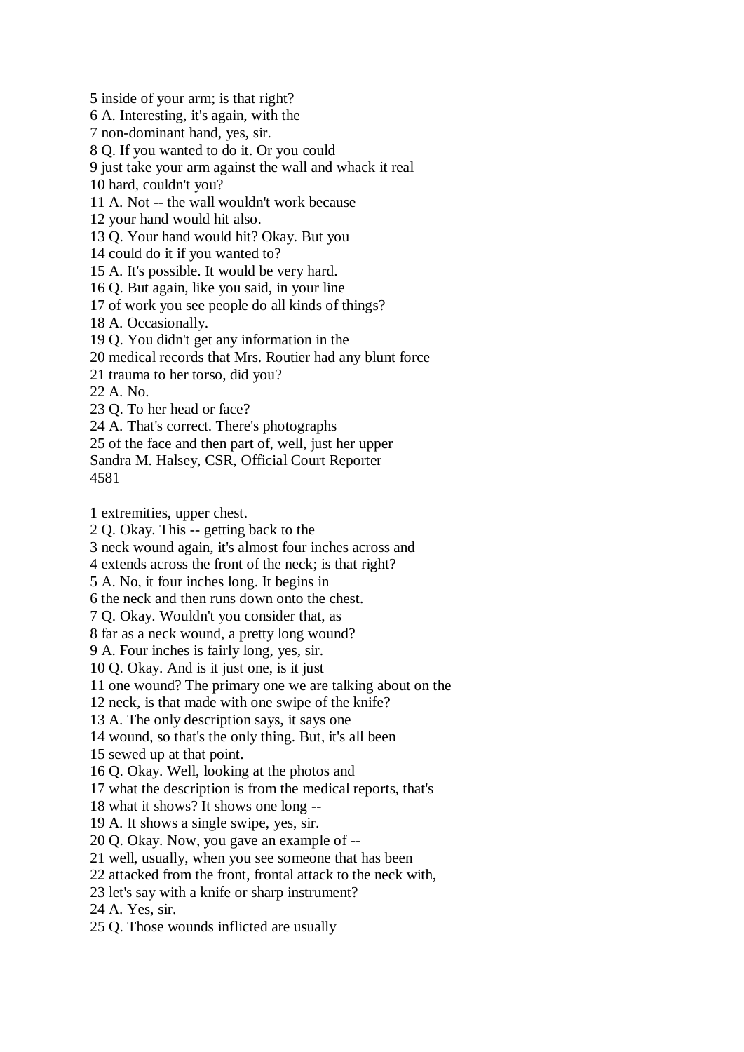5 inside of your arm; is that right?
6 A. Interesting, it's again, with the
7 non-dominant hand, yes, sir.
8 Q. If you wanted to do it. Or you could
9 just take your arm against the wall and whack it real
10 hard, couldn't you?
11 A. Not -- the wall wouldn't work because
12 your hand would hit also.
13 Q. Your hand would hit? Okay. But you
14 could do it if you wanted to?
15 A. It's possible. It would be very hard.
16 Q. But again, like you said, in your line
17 of work you see people do all kinds of things?
18 A. Occasionally.
19 Q. You didn't get any information in the
20 medical records that Mrs. Routier had any blunt force
21 trauma to her torso, did you?
22 A. No.
23 Q. To her head or face?
24 A. That's correct. There's photographs
25 of the face and then part of, well, just her upper
Sandra M. Halsey, CSR, Official Court Reporter
4581

1 extremities, upper chest.
2 Q. Okay. This -- getting back to the
3 neck wound again, it's almost four inches across and
4 extends across the front of the neck; is that right?
5 A. No, it four inches long. It begins in
6 the neck and then runs down onto the chest.
7 Q. Okay. Wouldn't you consider that, as
8 far as a neck wound, a pretty long wound?
9 A. Four inches is fairly long, yes, sir.
10 Q. Okay. And is it just one, is it just
11 one wound? The primary one we are talking about on the
12 neck, is that made with one swipe of the knife?
13 A. The only description says, it says one
14 wound, so that's the only thing. But, it's all been
15 sewed up at that point.
16 Q. Okay. Well, looking at the photos and
17 what the description is from the medical reports, that's
18 what it shows? It shows one long --
19 A. It shows a single swipe, yes, sir.
20 Q. Okay. Now, you gave an example of --
21 well, usually, when you see someone that has been
22 attacked from the front, frontal attack to the neck with,
23 let's say with a knife or sharp instrument?
24 A. Yes, sir.
25 Q. Those wounds inflicted are usually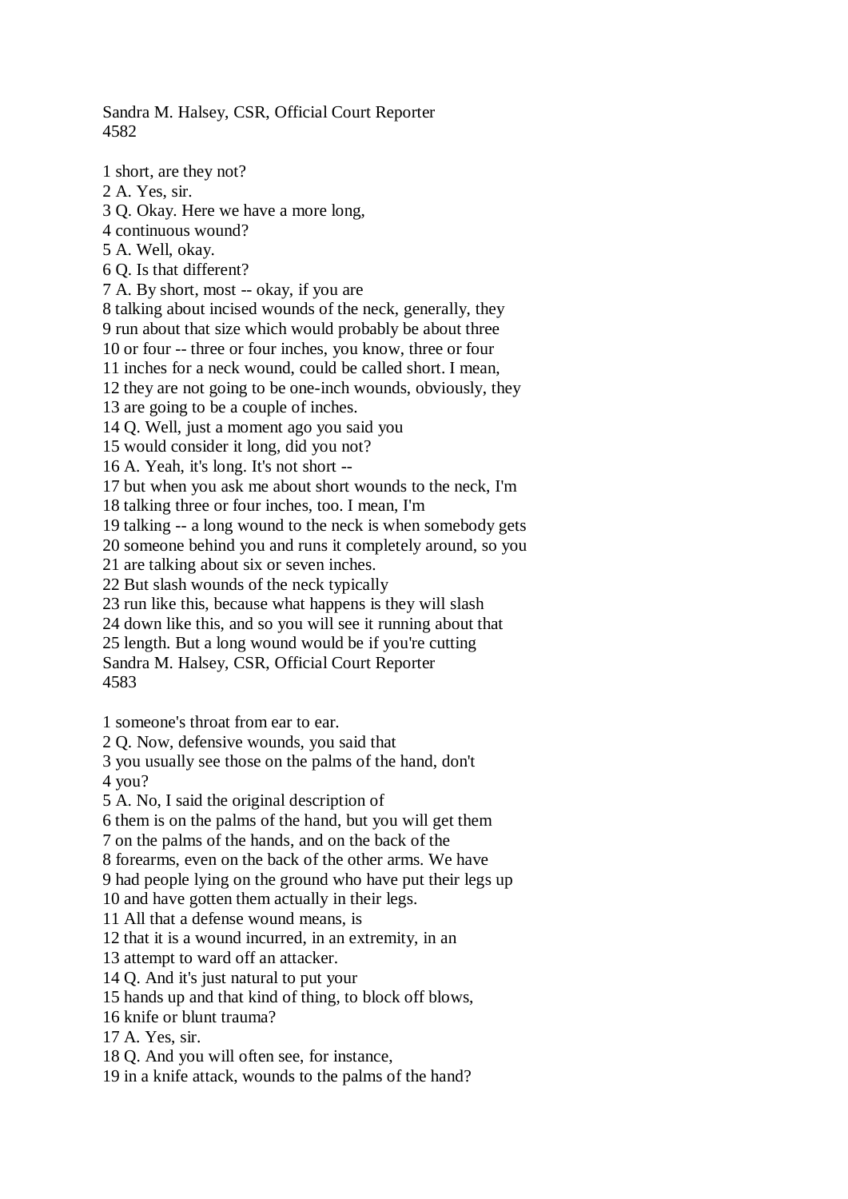1 short, are they not?
2 A. Yes, sir.
3 Q. Okay. Here we have a more long,
4 continuous wound?
5 A. Well, okay.
6 Q. Is that different?
7 A. By short, most -- okay, if you are
8 talking about incised wounds of the neck, generally, they
9 run about that size which would probably be about three
10 or four -- three or four inches, you know, three or four
11 inches for a neck wound, could be called short. I mean,
12 they are not going to be one-inch wounds, obviously, they
13 are going to be a couple of inches.
14 Q. Well, just a moment ago you said you
15 would consider it long, did you not?
16 A. Yeah, it's long. It's not short --
17 but when you ask me about short wounds to the neck, I'm
18 talking three or four inches, too. I mean, I'm
19 talking -- a long wound to the neck is when somebody gets
20 someone behind you and runs it completely around, so you
21 are talking about six or seven inches.
22 But slash wounds of the neck typically
23 run like this, because what happens is they will slash
24 down like this, and so you will see it running about that
25 length. But a long wound would be if you're cutting

1 someone's throat from ear to ear.
2 Q. Now, defensive wounds, you said that
3 you usually see those on the palms of the hand, don't
4 you?
5 A. No, I said the original description of
6 them is on the palms of the hand, but you will get them
7 on the palms of the hands, and on the back of the
8 forearms, even on the back of the other arms. We have
9 had people lying on the ground who have put their legs up
10 and have gotten them actually in their legs.
11 All that a defense wound means, is
12 that it is a wound incurred, in an extremity, in an
13 attempt to ward off an attacker.
14 Q. And it's just natural to put your
15 hands up and that kind of thing, to block off blows,
16 knife or blunt trauma?
17 A. Yes, sir.
18 Q. And you will often see, for instance,
19 in a knife attack, wounds to the palms of the hand?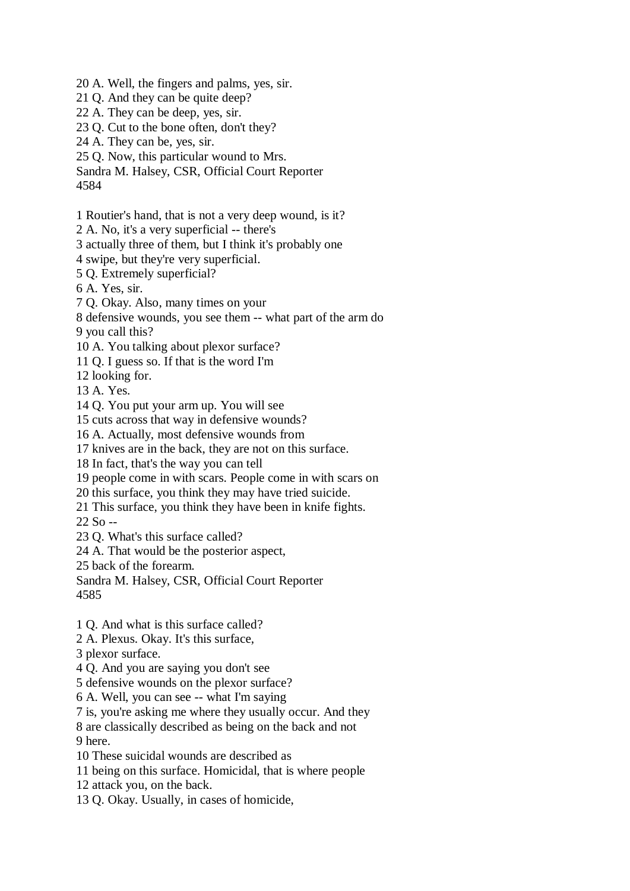20 A. Well, the fingers and palms, yes, sir.
21 Q. And they can be quite deep?
22 A. They can be deep, yes, sir.
23 Q. Cut to the bone often, don't they?
24 A. They can be, yes, sir.
25 Q. Now, this particular wound to Mrs.

1 Routier's hand, that is not a very deep wound, is it?
2 A. No, it's a very superficial -- there's
3 actually three of them, but I think it's probably one
4 swipe, but they're very superficial.
5 Q. Extremely superficial?
6 A. Yes, sir.
7 Q. Okay. Also, many times on your
8 defensive wounds, you see them -- what part of the arm do
9 you call this?
10 A. You talking about plexor surface?
11 Q. I guess so. If that is the word I'm
12 looking for.
13 A. Yes.
14 Q. You put your arm up. You will see
15 cuts across that way in defensive wounds?
16 A. Actually, most defensive wounds from
17 knives are in the back, they are not on this surface.
18 In fact, that's the way you can tell
19 people come in with scars. People come in with scars on
20 this surface, you think they may have tried suicide.
21 This surface, you think they have been in knife fights.
22 So --
23 Q. What's this surface called?
24 A. That would be the posterior aspect,
25 back of the forearm.

1 Q. And what is this surface called?
2 A. Plexus. Okay. It's this surface,
3 plexor surface.
4 Q. And you are saying you don't see
5 defensive wounds on the plexor surface?
6 A. Well, you can see -- what I'm saying
7 is, you're asking me where they usually occur. And they
8 are classically described as being on the back and not
9 here.
10 These suicidal wounds are described as
11 being on this surface. Homicidal, that is where people
12 attack you, on the back.
13 Q. Okay. Usually, in cases of homicide,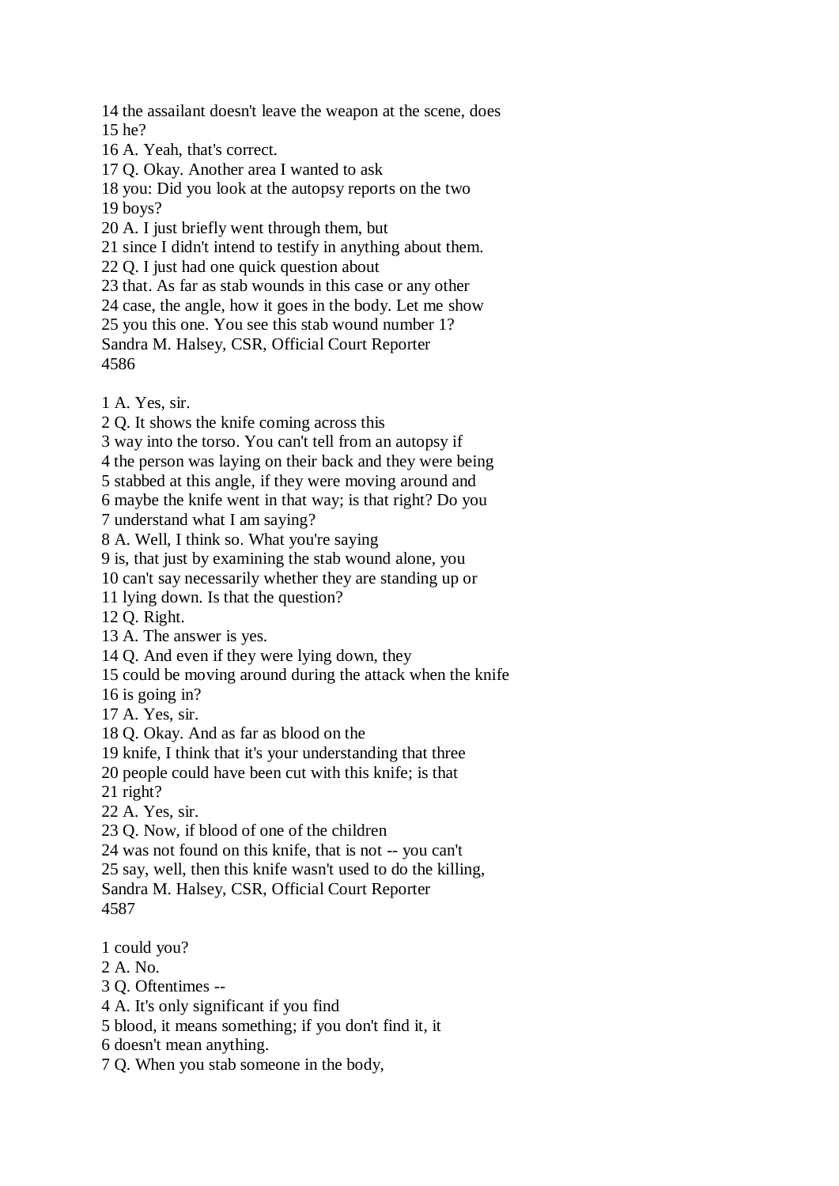14 the assailant doesn't leave the weapon at the scene, does
15 he?
16 A. Yeah, that's correct.
17 Q. Okay. Another area I wanted to ask
18 you: Did you look at the autopsy reports on the two
19 boys?
20 A. I just briefly went through them, but
21 since I didn't intend to testify in anything about them.
22 Q. I just had one quick question about
23 that. As far as stab wounds in this case or any other
24 case, the angle, how it goes in the body. Let me show
25 you this one. You see this stab wound number 1?

1 A. Yes, sir.
2 Q. It shows the knife coming across this
3 way into the torso. You can't tell from an autopsy if
4 the person was laying on their back and they were being
5 stabbed at this angle, if they were moving around and
6 maybe the knife went in that way; is that right? Do you
7 understand what I am saying?
8 A. Well, I think so. What you're saying
9 is, that just by examining the stab wound alone, you
10 can't say necessarily whether they are standing up or
11 lying down. Is that the question?
12 Q. Right.
13 A. The answer is yes.
14 Q. And even if they were lying down, they
15 could be moving around during the attack when the knife
16 is going in?
17 A. Yes, sir.
18 Q. Okay. And as far as blood on the
19 knife, I think that it's your understanding that three
20 people could have been cut with this knife; is that
21 right?
22 A. Yes, sir.
23 Q. Now, if blood of one of the children
24 was not found on this knife, that is not -- you can't
25 say, well, then this knife wasn't used to do the killing,

1 could you?
2 A. No.
3 Q. Oftentimes --
4 A. It's only significant if you find
5 blood, it means something; if you don't find it, it
6 doesn't mean anything.
7 Q. When you stab someone in the body,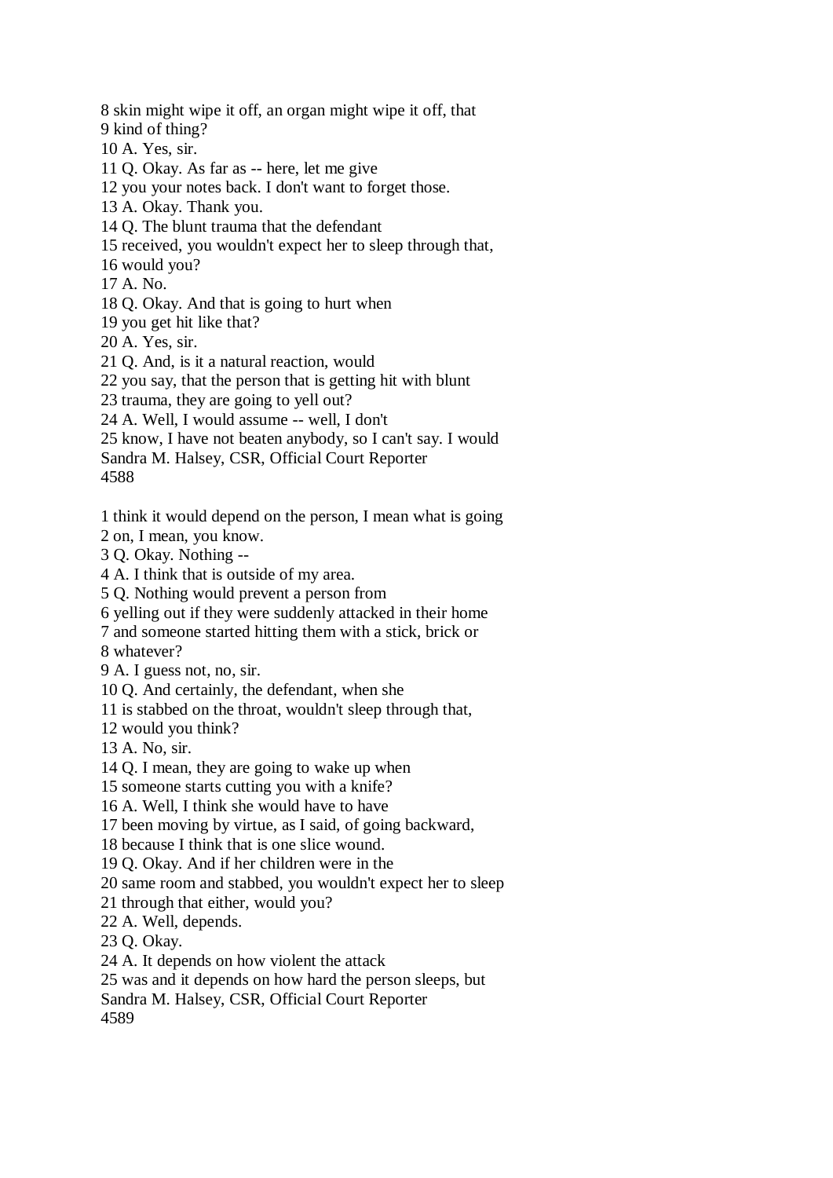8 skin might wipe it off, an organ might wipe it off, that
9 kind of thing?
10 A. Yes, sir.
11 Q. Okay. As far as -- here, let me give
12 you your notes back. I don't want to forget those.
13 A. Okay. Thank you.
14 Q. The blunt trauma that the defendant
15 received, you wouldn't expect her to sleep through that,
16 would you?
17 A. No.
18 Q. Okay. And that is going to hurt when
19 you get hit like that?
20 A. Yes, sir.
21 Q. And, is it a natural reaction, would
22 you say, that the person that is getting hit with blunt
23 trauma, they are going to yell out?
24 A. Well, I would assume -- well, I don't
25 know, I have not beaten anybody, so I can't say. I would

1 think it would depend on the person, I mean what is going
2 on, I mean, you know.
3 Q. Okay. Nothing --
4 A. I think that is outside of my area.
5 Q. Nothing would prevent a person from
6 yelling out if they were suddenly attacked in their home
7 and someone started hitting them with a stick, brick or
8 whatever?
9 A. I guess not, no, sir.
10 Q. And certainly, the defendant, when she
11 is stabbed on the throat, wouldn't sleep through that,
12 would you think?
13 A. No, sir.
14 Q. I mean, they are going to wake up when
15 someone starts cutting you with a knife?
16 A. Well, I think she would have to have
17 been moving by virtue, as I said, of going backward,
18 because I think that is one slice wound.
19 Q. Okay. And if her children were in the
20 same room and stabbed, you wouldn't expect her to sleep
21 through that either, would you?
22 A. Well, depends.
23 Q. Okay.
24 A. It depends on how violent the attack
25 was and it depends on how hard the person sleeps, but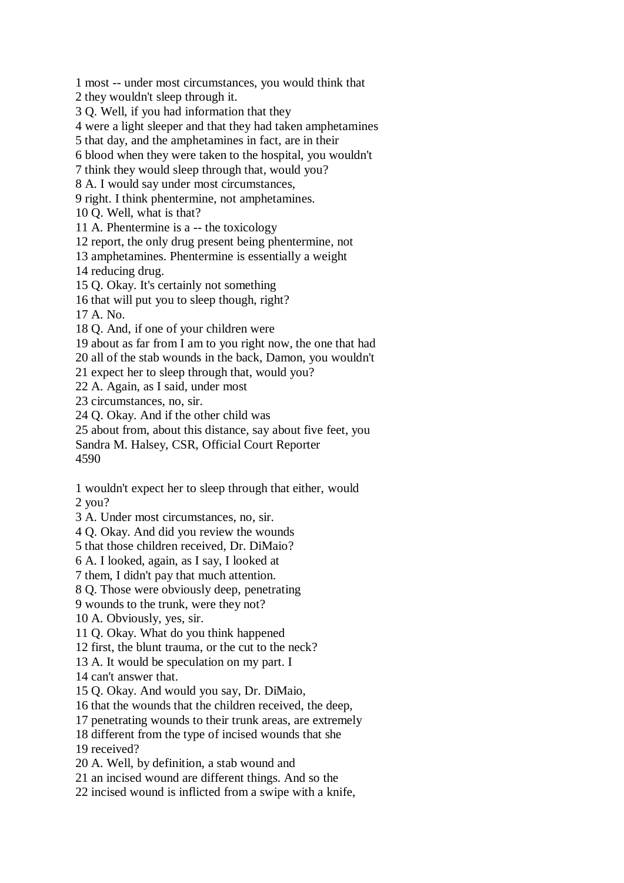1 most -- under most circumstances, you would think that
2 they wouldn't sleep through it.
3 Q. Well, if you had information that they
4 were a light sleeper and that they had taken amphetamines
5 that day, and the amphetamines in fact, are in their
6 blood when they were taken to the hospital, you wouldn't
7 think they would sleep through that, would you?
8 A. I would say under most circumstances,
9 right. I think phentermine, not amphetamines.
10 Q. Well, what is that?
11 A. Phentermine is a -- the toxicology
12 report, the only drug present being phentermine, not
13 amphetamines. Phentermine is essentially a weight
14 reducing drug.
15 Q. Okay. It's certainly not something
16 that will put you to sleep though, right?
17 A. No.
18 Q. And, if one of your children were
19 about as far from I am to you right now, the one that had
20 all of the stab wounds in the back, Damon, you wouldn't
21 expect her to sleep through that, would you?
22 A. Again, as I said, under most
23 circumstances, no, sir.
24 Q. Okay. And if the other child was
25 about from, about this distance, say about five feet, you
Sandra M. Halsey, CSR, Official Court Reporter
4590

1 wouldn't expect her to sleep through that either, would
2 you?
3 A. Under most circumstances, no, sir.
4 Q. Okay. And did you review the wounds
5 that those children received, Dr. DiMaio?
6 A. I looked, again, as I say, I looked at
7 them, I didn't pay that much attention.
8 Q. Those were obviously deep, penetrating
9 wounds to the trunk, were they not?
10 A. Obviously, yes, sir.
11 Q. Okay. What do you think happened
12 first, the blunt trauma, or the cut to the neck?
13 A. It would be speculation on my part. I
14 can't answer that.
15 Q. Okay. And would you say, Dr. DiMaio,
16 that the wounds that the children received, the deep,
17 penetrating wounds to their trunk areas, are extremely
18 different from the type of incised wounds that she
19 received?
20 A. Well, by definition, a stab wound and
21 an incised wound are different things. And so the
22 incised wound is inflicted from a swipe with a knife,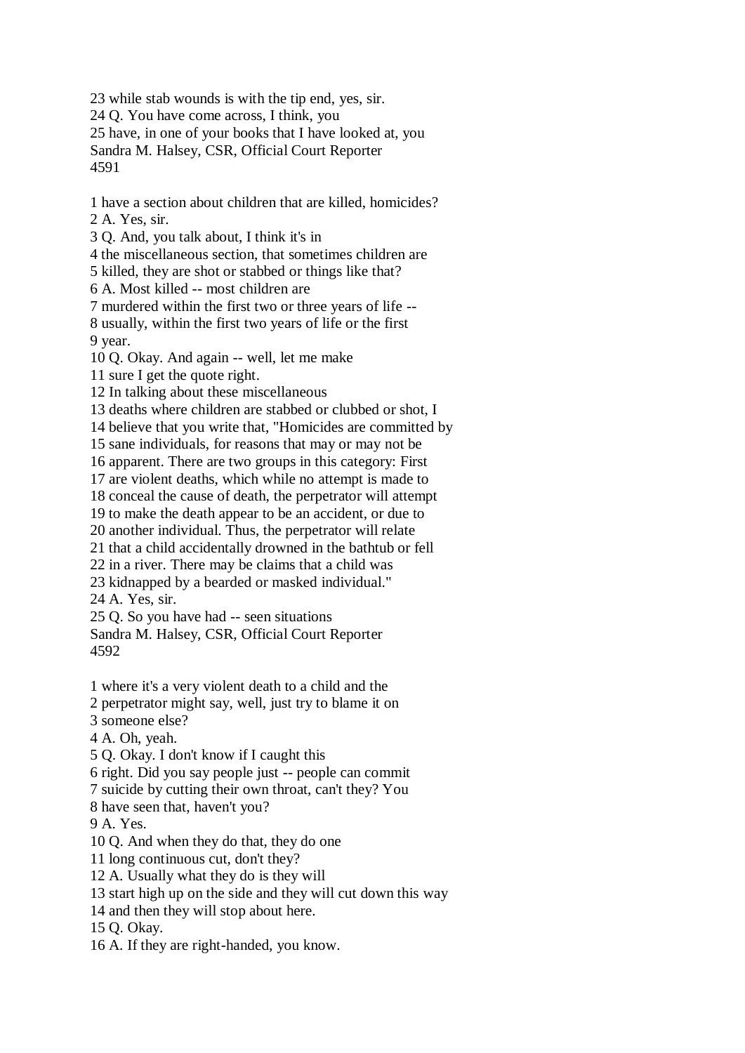23 while stab wounds is with the tip end, yes, sir.
24 Q. You have come across, I think, you
25 have, in one of your books that I have looked at, you

1 have a section about children that are killed, homicides?
2 A. Yes, sir.
3 Q. And, you talk about, I think it's in
4 the miscellaneous section, that sometimes children are
5 killed, they are shot or stabbed or things like that?
6 A. Most killed -- most children are
7 murdered within the first two or three years of life --
8 usually, within the first two years of life or the first
9 year.
10 Q. Okay. And again -- well, let me make
11 sure I get the quote right.
12 In talking about these miscellaneous
13 deaths where children are stabbed or clubbed or shot, I
14 believe that you write that, "Homicides are committed by
15 sane individuals, for reasons that may or may not be
16 apparent. There are two groups in this category: First
17 are violent deaths, which while no attempt is made to
18 conceal the cause of death, the perpetrator will attempt
19 to make the death appear to be an accident, or due to
20 another individual. Thus, the perpetrator will relate
21 that a child accidentally drowned in the bathtub or fell
22 in a river. There may be claims that a child was
23 kidnapped by a bearded or masked individual."
24 A. Yes, sir.
25 Q. So you have had -- seen situations

1 where it's a very violent death to a child and the
2 perpetrator might say, well, just try to blame it on
3 someone else?
4 A. Oh, yeah.
5 Q. Okay. I don't know if I caught this
6 right. Did you say people just -- people can commit
7 suicide by cutting their own throat, can't they? You
8 have seen that, haven't you?
9 A. Yes.
10 Q. And when they do that, they do one
11 long continuous cut, don't they?
12 A. Usually what they do is they will
13 start high up on the side and they will cut down this way
14 and then they will stop about here.
15 Q. Okay.
16 A. If they are right-handed, you know.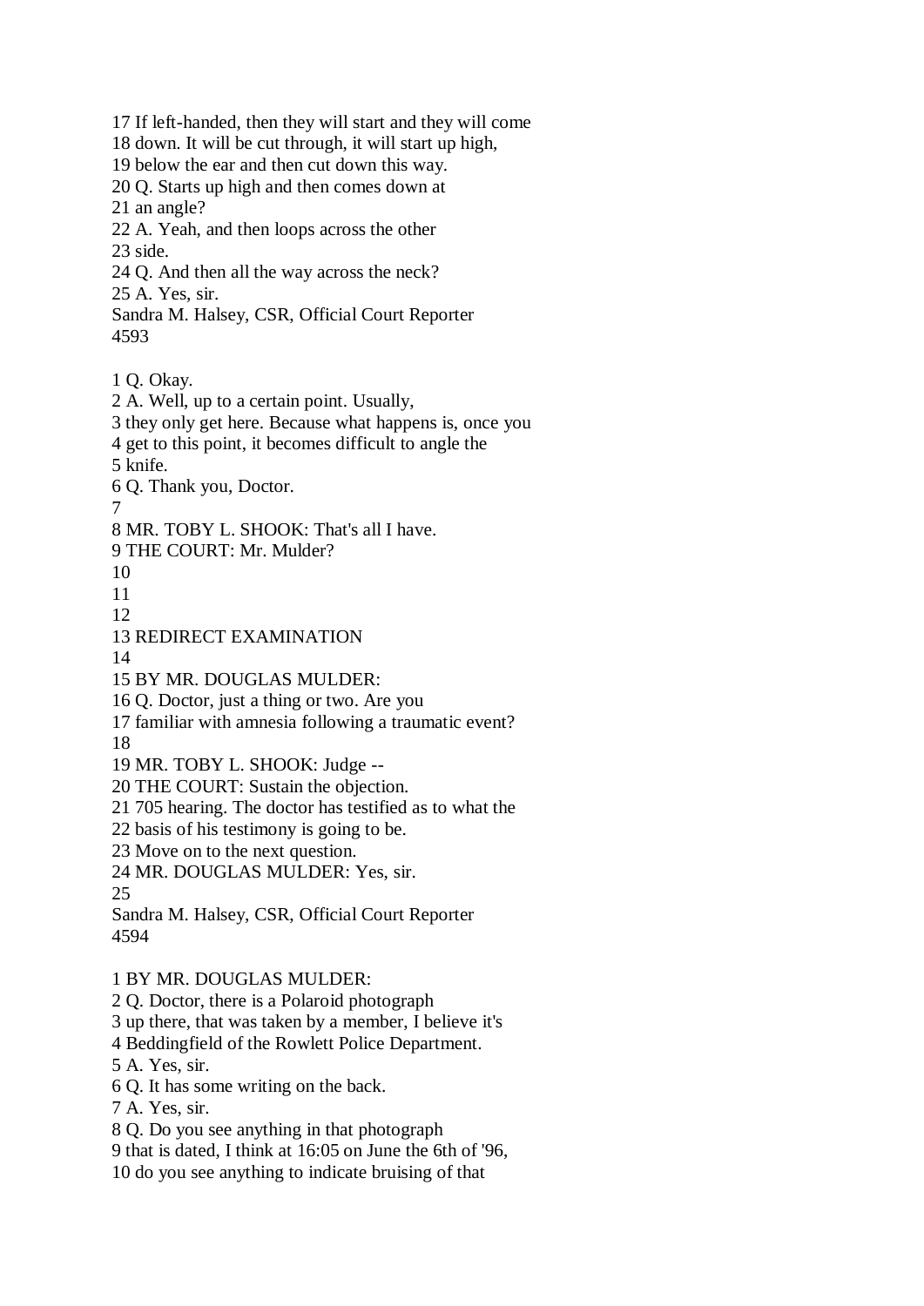17 If left-handed, then they will start and they will come
18 down. It will be cut through, it will start up high,
19 below the ear and then cut down this way.
20 Q. Starts up high and then comes down at
21 an angle?
22 A. Yeah, and then loops across the other
23 side.
24 Q. And then all the way across the neck?
25 A. Yes, sir.
Sandra M. Halsey, CSR, Official Court Reporter
4593

1 Q. Okay.
2 A. Well, up to a certain point. Usually,
3 they only get here. Because what happens is, once you
4 get to this point, it becomes difficult to angle the
5 knife.
6 Q. Thank you, Doctor.
7
8 MR. TOBY L. SHOOK: That's all I have.
9 THE COURT: Mr. Mulder?
10
11
12
13 REDIRECT EXAMINATION
14
15 BY MR. DOUGLAS MULDER:
16 Q. Doctor, just a thing or two. Are you
17 familiar with amnesia following a traumatic event?
18
19 MR. TOBY L. SHOOK: Judge --
20 THE COURT: Sustain the objection.
21 705 hearing. The doctor has testified as to what the
22 basis of his testimony is going to be.
23 Move on to the next question.
24 MR. DOUGLAS MULDER: Yes, sir.
25
Sandra M. Halsey, CSR, Official Court Reporter
4594

1 BY MR. DOUGLAS MULDER:
2 Q. Doctor, there is a Polaroid photograph
3 up there, that was taken by a member, I believe it's
4 Beddingfield of the Rowlett Police Department.
5 A. Yes, sir.
6 Q. It has some writing on the back.
7 A. Yes, sir.
8 Q. Do you see anything in that photograph
9 that is dated, I think at 16:05 on June the 6th of '96,
10 do you see anything to indicate bruising of that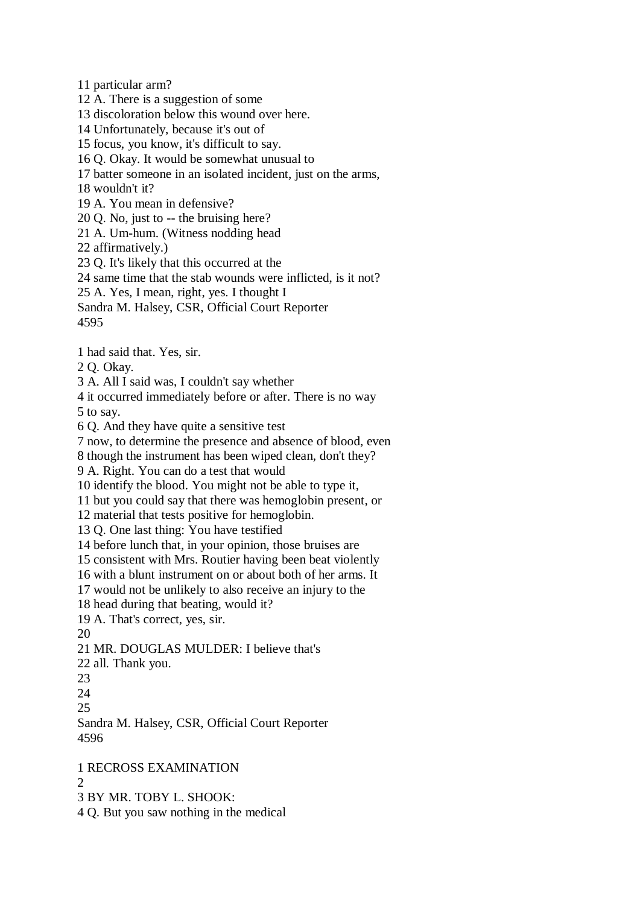11 particular arm?
12 A. There is a suggestion of some
13 discoloration below this wound over here.
14 Unfortunately, because it's out of
15 focus, you know, it's difficult to say.
16 Q. Okay. It would be somewhat unusual to
17 batter someone in an isolated incident, just on the arms,
18 wouldn't it?
19 A. You mean in defensive?
20 Q. No, just to -- the bruising here?
21 A. Um-hum. (Witness nodding head
22 affirmatively.)
23 Q. It's likely that this occurred at the
24 same time that the stab wounds were inflicted, is it not?
25 A. Yes, I mean, right, yes. I thought I

1 had said that. Yes, sir.
2 Q. Okay.
3 A. All I said was, I couldn't say whether
4 it occurred immediately before or after. There is no way
5 to say.
6 Q. And they have quite a sensitive test
7 now, to determine the presence and absence of blood, even
8 though the instrument has been wiped clean, don't they?
9 A. Right. You can do a test that would
10 identify the blood. You might not be able to type it,
11 but you could say that there was hemoglobin present, or
12 material that tests positive for hemoglobin.
13 Q. One last thing: You have testified
14 before lunch that, in your opinion, those bruises are
15 consistent with Mrs. Routier having been beat violently
16 with a blunt instrument on or about both of her arms. It
17 would not be unlikely to also receive an injury to the
18 head during that beating, would it?
19 A. That's correct, yes, sir.
20
21 MR. DOUGLAS MULDER: I believe that's
22 all. Thank you.
23
24
25

1 RECROSS EXAMINATION
2
3 BY MR. TOBY L. SHOOK:
4 Q. But you saw nothing in the medical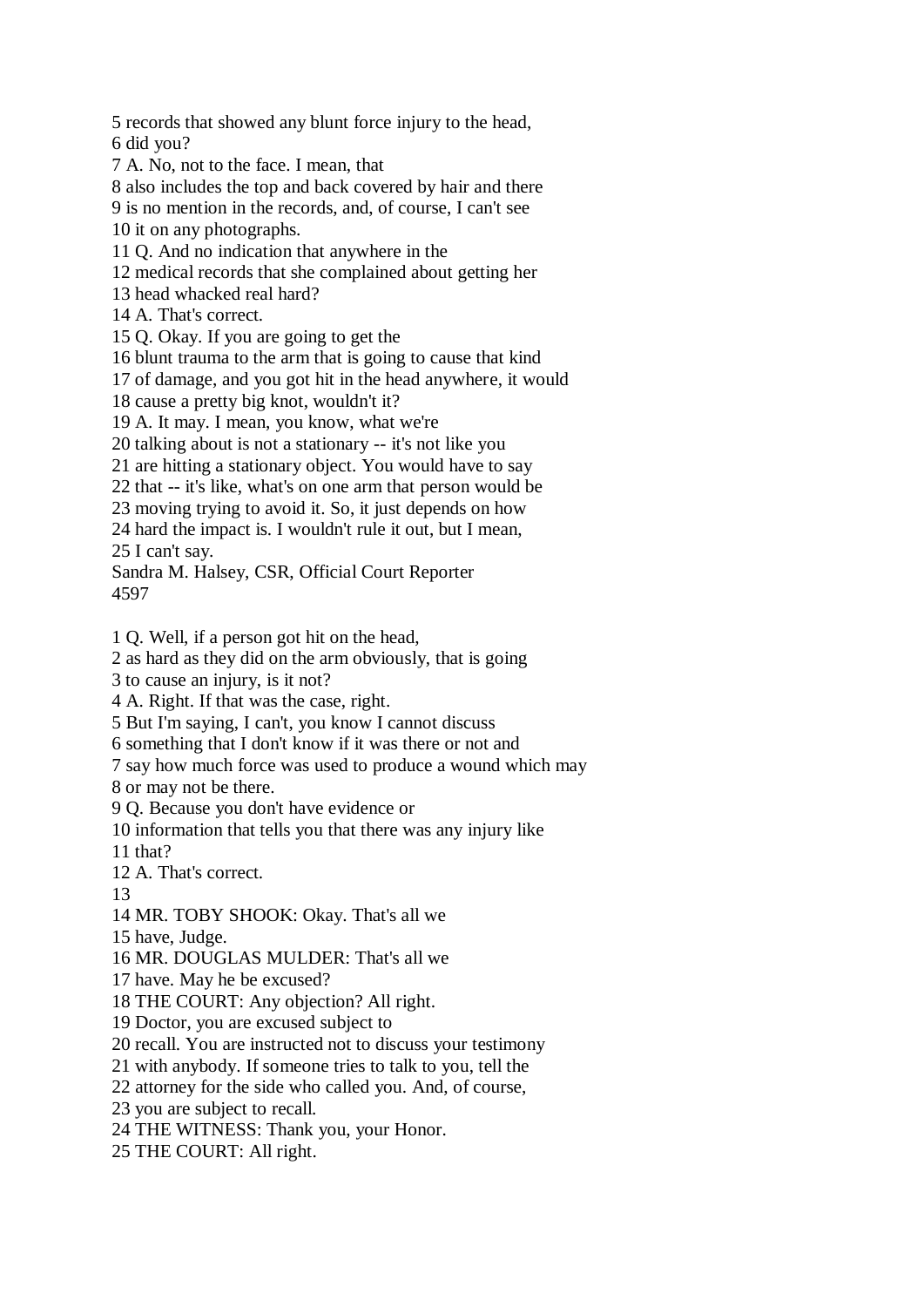5 records that showed any blunt force injury to the head,
6 did you?
7 A. No, not to the face. I mean, that
8 also includes the top and back covered by hair and there
9 is no mention in the records, and, of course, I can't see
10 it on any photographs.
11 Q. And no indication that anywhere in the
12 medical records that she complained about getting her
13 head whacked real hard?
14 A. That's correct.
15 Q. Okay. If you are going to get the
16 blunt trauma to the arm that is going to cause that kind
17 of damage, and you got hit in the head anywhere, it would
18 cause a pretty big knot, wouldn't it?
19 A. It may. I mean, you know, what we're
20 talking about is not a stationary -- it's not like you
21 are hitting a stationary object. You would have to say
22 that -- it's like, what's on one arm that person would be
23 moving trying to avoid it. So, it just depends on how
24 hard the impact is. I wouldn't rule it out, but I mean,
25 I can't say.
Sandra M. Halsey, CSR, Official Court Reporter
4597

1 Q. Well, if a person got hit on the head,
2 as hard as they did on the arm obviously, that is going
3 to cause an injury, is it not?
4 A. Right. If that was the case, right.
5 But I'm saying, I can't, you know I cannot discuss
6 something that I don't know if it was there or not and
7 say how much force was used to produce a wound which may
8 or may not be there.
9 Q. Because you don't have evidence or
10 information that tells you that there was any injury like
11 that?
12 A. That's correct.
13
14 MR. TOBY SHOOK: Okay. That's all we
15 have, Judge.
16 MR. DOUGLAS MULDER: That's all we
17 have. May he be excused?
18 THE COURT: Any objection? All right.
19 Doctor, you are excused subject to
20 recall. You are instructed not to discuss your testimony
21 with anybody. If someone tries to talk to you, tell the
22 attorney for the side who called you. And, of course,
23 you are subject to recall.
24 THE WITNESS: Thank you, your Honor.
25 THE COURT: All right.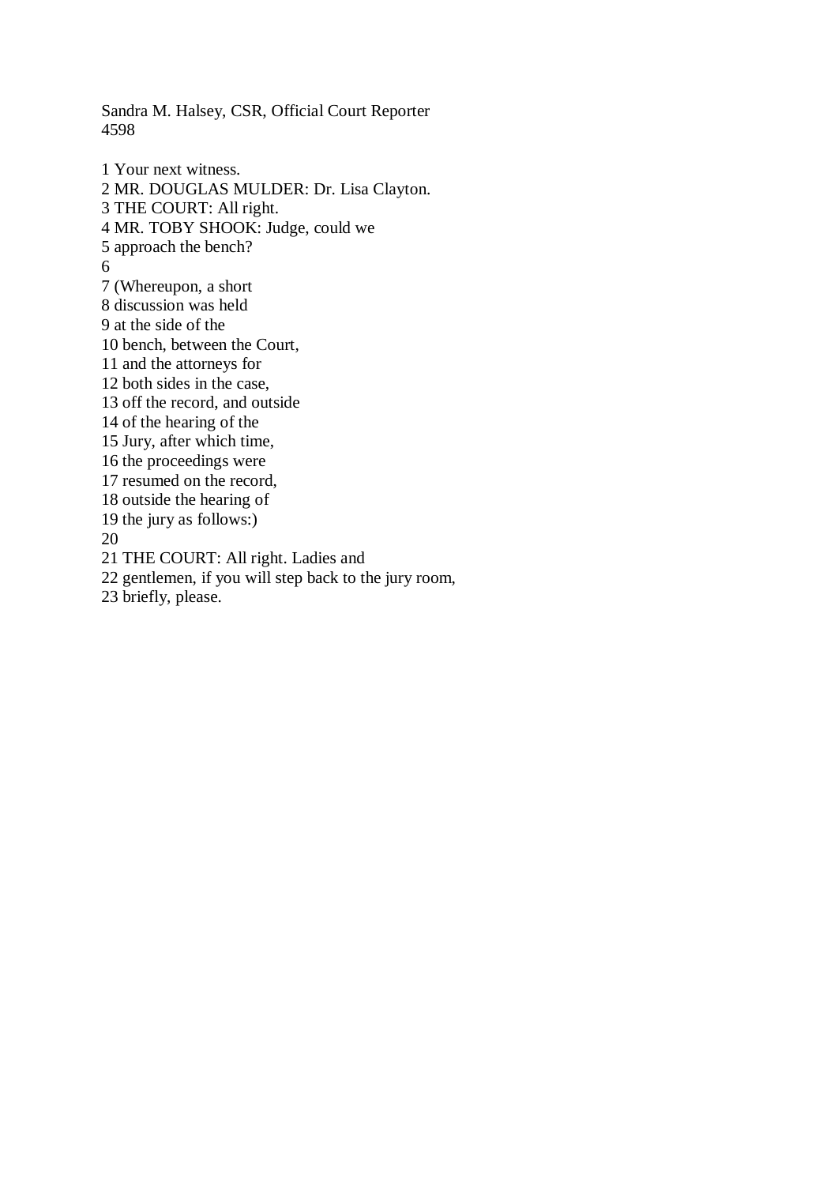1 Your next witness.
2 MR. DOUGLAS MULDER: Dr. Lisa Clayton.
3 THE COURT: All right.
4 MR. TOBY SHOOK: Judge, could we
5 approach the bench?
6
7 (Whereupon, a short
8 discussion was held
9 at the side of the
10 bench, between the Court,
11 and the attorneys for
12 both sides in the case,
13 off the record, and outside
14 of the hearing of the
15 Jury, after which time,
16 the proceedings were
17 resumed on the record,
18 outside the hearing of
19 the jury as follows:)
20
21 THE COURT: All right. Ladies and
22 gentlemen, if you will step back to the jury room,
23 briefly, please.